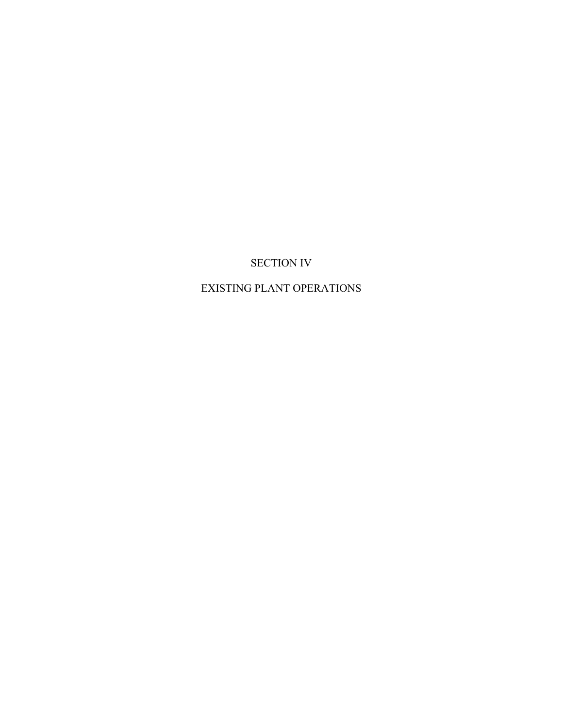# SECTION IV

# EXISTING PLANT OPERATIONS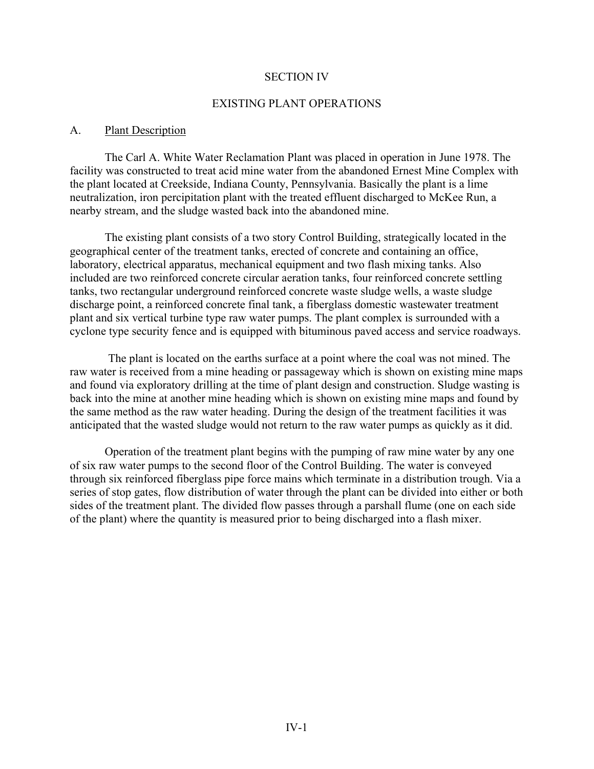# SECTION IV

## EXISTING PLANT OPERATIONS

### A. Plant Description

The Carl A. White Water Reclamation Plant was placed in operation in June 1978. The facility was constructed to treat acid mine water from the abandoned Ernest Mine Complex with the plant located at Creekside, Indiana County, Pennsylvania. Basically the plant is a lime neutralization, iron percipitation plant with the treated effluent discharged to McKee Run, a nearby stream, and the sludge wasted back into the abandoned mine.

The existing plant consists of a two story Control Building, strategically located in the geographical center of the treatment tanks, erected of concrete and containing an office, laboratory, electrical apparatus, mechanical equipment and two flash mixing tanks. Also included are two reinforced concrete circular aeration tanks, four reinforced concrete settling tanks, two rectangular underground reinforced concrete waste sludge wells, a waste sludge discharge point, a reinforced concrete final tank, a fiberglass domestic wastewater treatment plant and six vertical turbine type raw water pumps. The plant complex is surrounded with a cyclone type security fence and is equipped with bituminous paved access and service roadways.

The plant is located on the earths surface at a point where the coal was not mined. The raw water is received from a mine heading or passageway which is shown on existing mine maps and found via exploratory drilling at the time of plant design and construction. Sludge wasting is back into the mine at another mine heading which is shown on existing mine maps and found by the same method as the raw water heading. During the design of the treatment facilities it was anticipated that the wasted sludge would not return to the raw water pumps as quickly as it did.

Operation of the treatment plant begins with the pumping of raw mine water by any one of six raw water pumps to the second floor of the Control Building. The water is conveyed through six reinforced fiberglass pipe force mains which terminate in a distribution trough. Via a series of stop gates, flow distribution of water through the plant can be divided into either or both sides of the treatment plant. The divided flow passes through a parshall flume (one on each side of the plant) where the quantity is measured prior to being discharged into a flash mixer.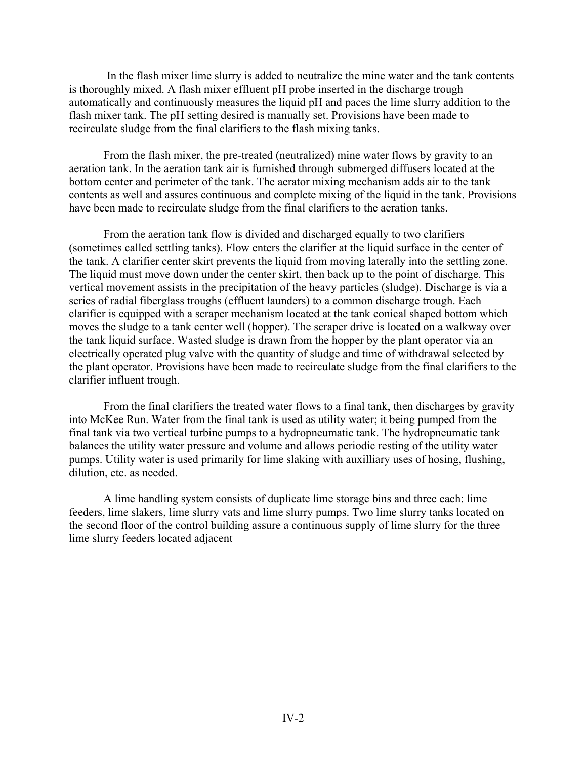In the flash mixer lime slurry is added to neutralize the mine water and the tank contents is thoroughly mixed. A flash mixer effluent pH probe inserted in the discharge trough automatically and continuously measures the liquid pH and paces the lime slurry addition to the flash mixer tank. The pH setting desired is manually set. Provisions have been made to recirculate sludge from the final clarifiers to the flash mixing tanks.

From the flash mixer, the pre-treated (neutralized) mine water flows by gravity to an aeration tank. In the aeration tank air is furnished through submerged diffusers located at the bottom center and perimeter of the tank. The aerator mixing mechanism adds air to the tank contents as well and assures continuous and complete mixing of the liquid in the tank. Provisions have been made to recirculate sludge from the final clarifiers to the aeration tanks.

From the aeration tank flow is divided and discharged equally to two clarifiers (sometimes called settling tanks). Flow enters the clarifier at the liquid surface in the center of the tank. A clarifier center skirt prevents the liquid from moving laterally into the settling zone. The liquid must move down under the center skirt, then back up to the point of discharge. This vertical movement assists in the precipitation of the heavy particles (sludge). Discharge is via a series of radial fiberglass troughs (effluent launders) to a common discharge trough. Each clarifier is equipped with a scraper mechanism located at the tank conical shaped bottom which moves the sludge to a tank center well (hopper). The scraper drive is located on a walkway over the tank liquid surface. Wasted sludge is drawn from the hopper by the plant operator via an electrically operated plug valve with the quantity of sludge and time of withdrawal selected by the plant operator. Provisions have been made to recirculate sludge from the final clarifiers to the clarifier influent trough.

From the final clarifiers the treated water flows to a final tank, then discharges by gravity into McKee Run. Water from the final tank is used as utility water; it being pumped from the final tank via two vertical turbine pumps to a hydropneumatic tank. The hydropneumatic tank balances the utility water pressure and volume and allows periodic resting of the utility water pumps. Utility water is used primarily for lime slaking with auxilliary uses of hosing, flushing, dilution, etc. as needed.

A lime handling system consists of duplicate lime storage bins and three each: lime feeders, lime slakers, lime slurry vats and lime slurry pumps. Two lime slurry tanks located on the second floor of the control building assure a continuous supply of lime slurry for the three lime slurry feeders located adjacent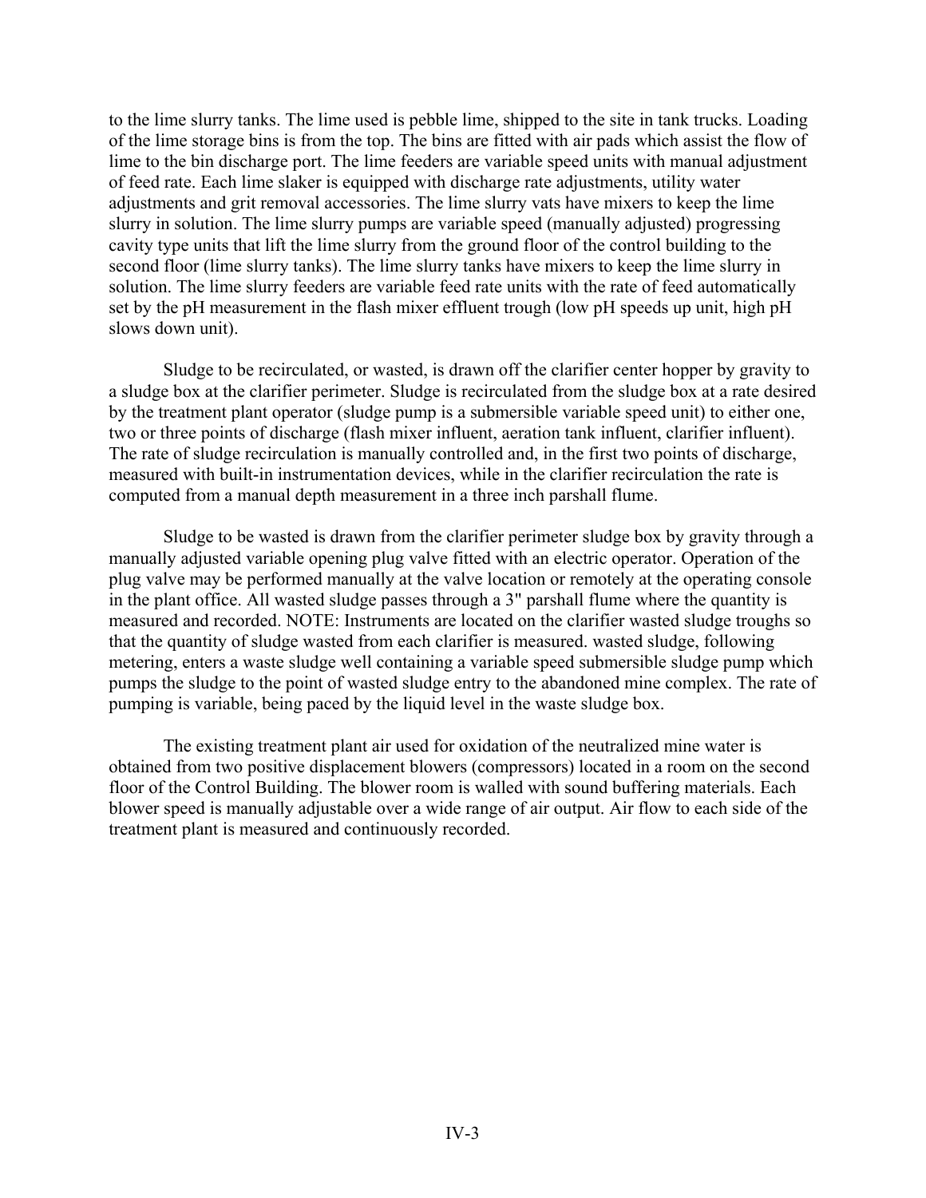to the lime slurry tanks. The lime used is pebble lime, shipped to the site in tank trucks. Loading of the lime storage bins is from the top. The bins are fitted with air pads which assist the flow of lime to the bin discharge port. The lime feeders are variable speed units with manual adjustment of feed rate. Each lime slaker is equipped with discharge rate adjustments, utility water adjustments and grit removal accessories. The lime slurry vats have mixers to keep the lime slurry in solution. The lime slurry pumps are variable speed (manually adjusted) progressing cavity type units that lift the lime slurry from the ground floor of the control building to the second floor (lime slurry tanks). The lime slurry tanks have mixers to keep the lime slurry in solution. The lime slurry feeders are variable feed rate units with the rate of feed automatically set by the pH measurement in the flash mixer effluent trough (low pH speeds up unit, high pH slows down unit).

Sludge to be recirculated, or wasted, is drawn off the clarifier center hopper by gravity to a sludge box at the clarifier perimeter. Sludge is recirculated from the sludge box at a rate desired by the treatment plant operator (sludge pump is a submersible variable speed unit) to either one, two or three points of discharge (flash mixer influent, aeration tank influent, clarifier influent). The rate of sludge recirculation is manually controlled and, in the first two points of discharge, measured with built-in instrumentation devices, while in the clarifier recirculation the rate is computed from a manual depth measurement in a three inch parshall flume.

Sludge to be wasted is drawn from the clarifier perimeter sludge box by gravity through a manually adjusted variable opening plug valve fitted with an electric operator. Operation of the plug valve may be performed manually at the valve location or remotely at the operating console in the plant office. All wasted sludge passes through a 3" parshall flume where the quantity is measured and recorded. NOTE: Instruments are located on the clarifier wasted sludge troughs so that the quantity of sludge wasted from each clarifier is measured. wasted sludge, following metering, enters a waste sludge well containing a variable speed submersible sludge pump which pumps the sludge to the point of wasted sludge entry to the abandoned mine complex. The rate of pumping is variable, being paced by the liquid level in the waste sludge box.

The existing treatment plant air used for oxidation of the neutralized mine water is obtained from two positive displacement blowers (compressors) located in a room on the second floor of the Control Building. The blower room is walled with sound buffering materials. Each blower speed is manually adjustable over a wide range of air output. Air flow to each side of the treatment plant is measured and continuously recorded.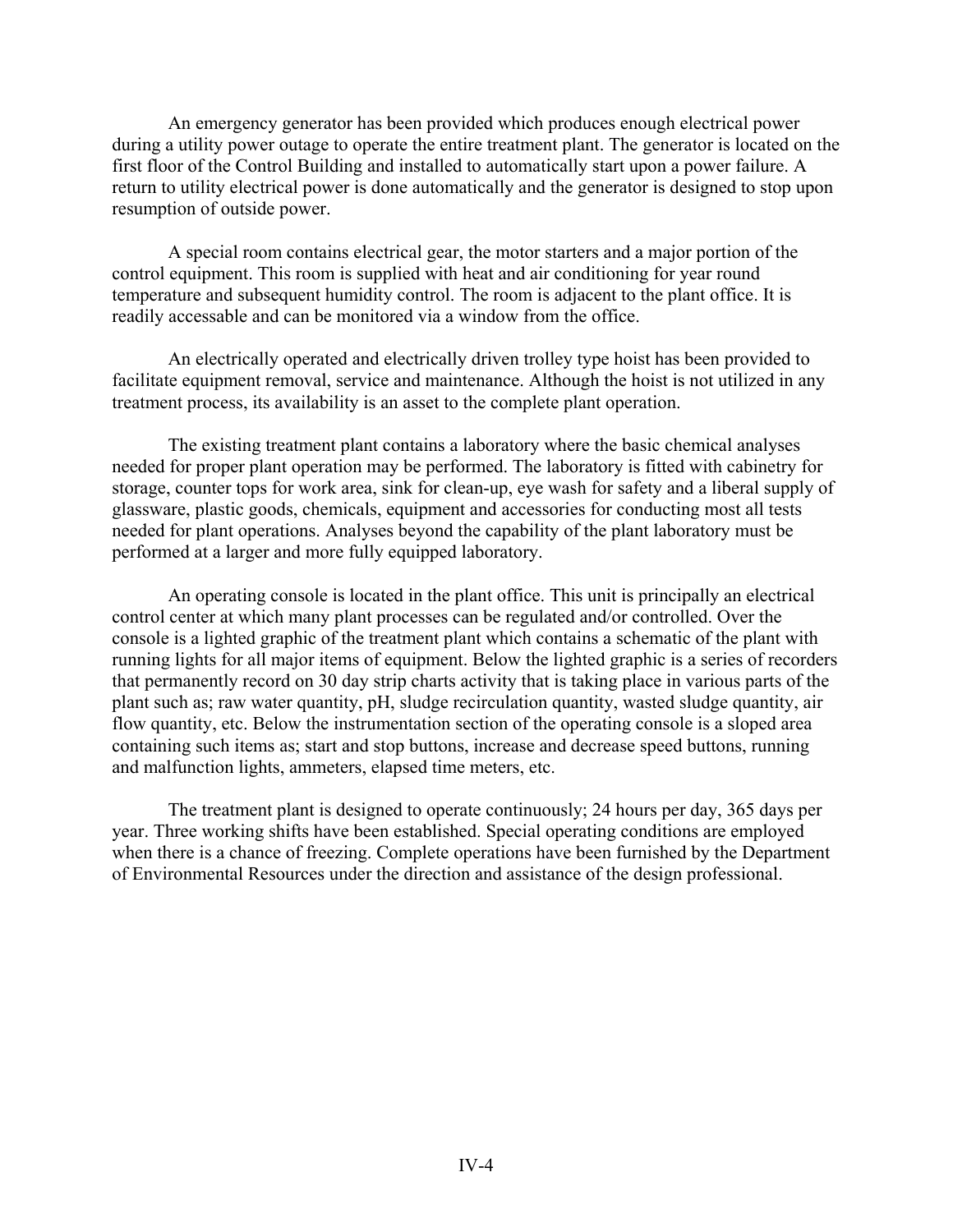An emergency generator has been provided which produces enough electrical power during a utility power outage to operate the entire treatment plant. The generator is located on the first floor of the Control Building and installed to automatically start upon a power failure. A return to utility electrical power is done automatically and the generator is designed to stop upon resumption of outside power.

A special room contains electrical gear, the motor starters and a major portion of the control equipment. This room is supplied with heat and air conditioning for year round temperature and subsequent humidity control. The room is adjacent to the plant office. It is readily accessable and can be monitored via a window from the office.

An electrically operated and electrically driven trolley type hoist has been provided to facilitate equipment removal, service and maintenance. Although the hoist is not utilized in any treatment process, its availability is an asset to the complete plant operation.

The existing treatment plant contains a laboratory where the basic chemical analyses needed for proper plant operation may be performed. The laboratory is fitted with cabinetry for storage, counter tops for work area, sink for clean-up, eye wash for safety and a liberal supply of glassware, plastic goods, chemicals, equipment and accessories for conducting most all tests needed for plant operations. Analyses beyond the capability of the plant laboratory must be performed at a larger and more fully equipped laboratory.

An operating console is located in the plant office. This unit is principally an electrical control center at which many plant processes can be regulated and/or controlled. Over the console is a lighted graphic of the treatment plant which contains a schematic of the plant with running lights for all major items of equipment. Below the lighted graphic is a series of recorders that permanently record on 30 day strip charts activity that is taking place in various parts of the plant such as; raw water quantity, pH, sludge recirculation quantity, wasted sludge quantity, air flow quantity, etc. Below the instrumentation section of the operating console is a sloped area containing such items as; start and stop buttons, increase and decrease speed buttons, running and malfunction lights, ammeters, elapsed time meters, etc.

The treatment plant is designed to operate continuously; 24 hours per day, 365 days per year. Three working shifts have been established. Special operating conditions are employed when there is a chance of freezing. Complete operations have been furnished by the Department of Environmental Resources under the direction and assistance of the design professional.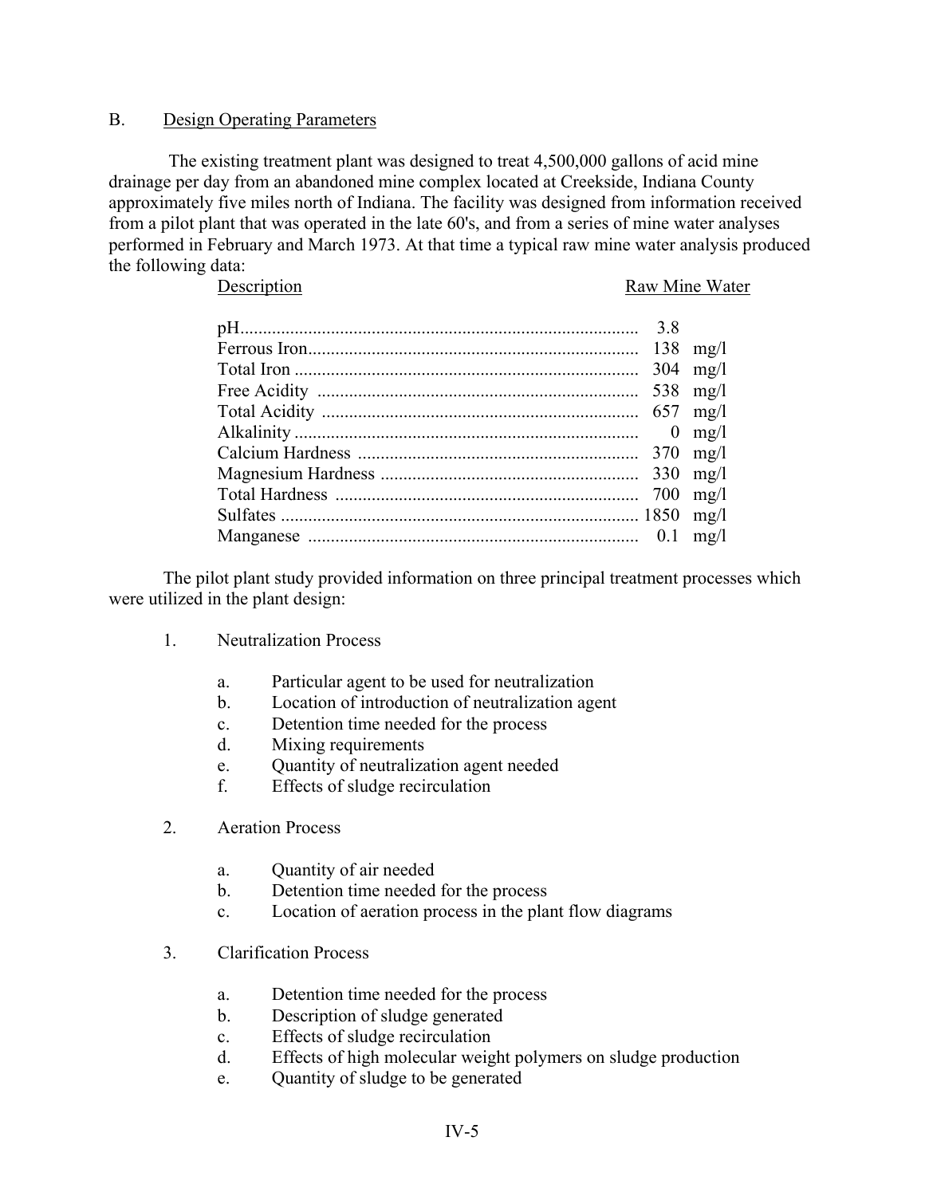## B. Design Operating Parameters

The existing treatment plant was designed to treat 4,500,000 gallons of acid mine drainage per day from an abandoned mine complex located at Creekside, Indiana County approximately five miles north of Indiana. The facility was designed from information received from a pilot plant that was operated in the late 60's, and from a series of mine water analyses performed in February and March 1973. At that time a typical raw mine water analysis produced the following data:

| Description | Raw Mine Water |
|---|---|
| pH | 3.8 |
| Ferrous Iron | 138 mg/l |
| Total Iron | 304 mg/l |
| Free Acidity | 538 mg/l |
| Total Acidity | 657 mg/l |
| Alkalinity | 0 mg/l |
| Calcium Hardness | 370 mg/l |
| Magnesium Hardness | 330 mg/l |
| Total Hardness | 700 mg/l |
| Sulfates | 1850 mg/l |
| Manganese | 0.1 mg/l |

The pilot plant study provided information on three principal treatment processes which were utilized in the plant design:

1. Neutralization Process
    a. Particular agent to be used for neutralization
    b. Location of introduction of neutralization agent
    c. Detention time needed for the process
    d. Mixing requirements
    e. Quantity of neutralization agent needed
    f. Effects of sludge recirculation

2. Aeration Process
    a. Quantity of air needed
    b. Detention time needed for the process
    c. Location of aeration process in the plant flow diagrams

3. Clarification Process
    a. Detention time needed for the process
    b. Description of sludge generated
    c. Effects of sludge recirculation
    d. Effects of high molecular weight polymers on sludge production
    e. Quantity of sludge to be generated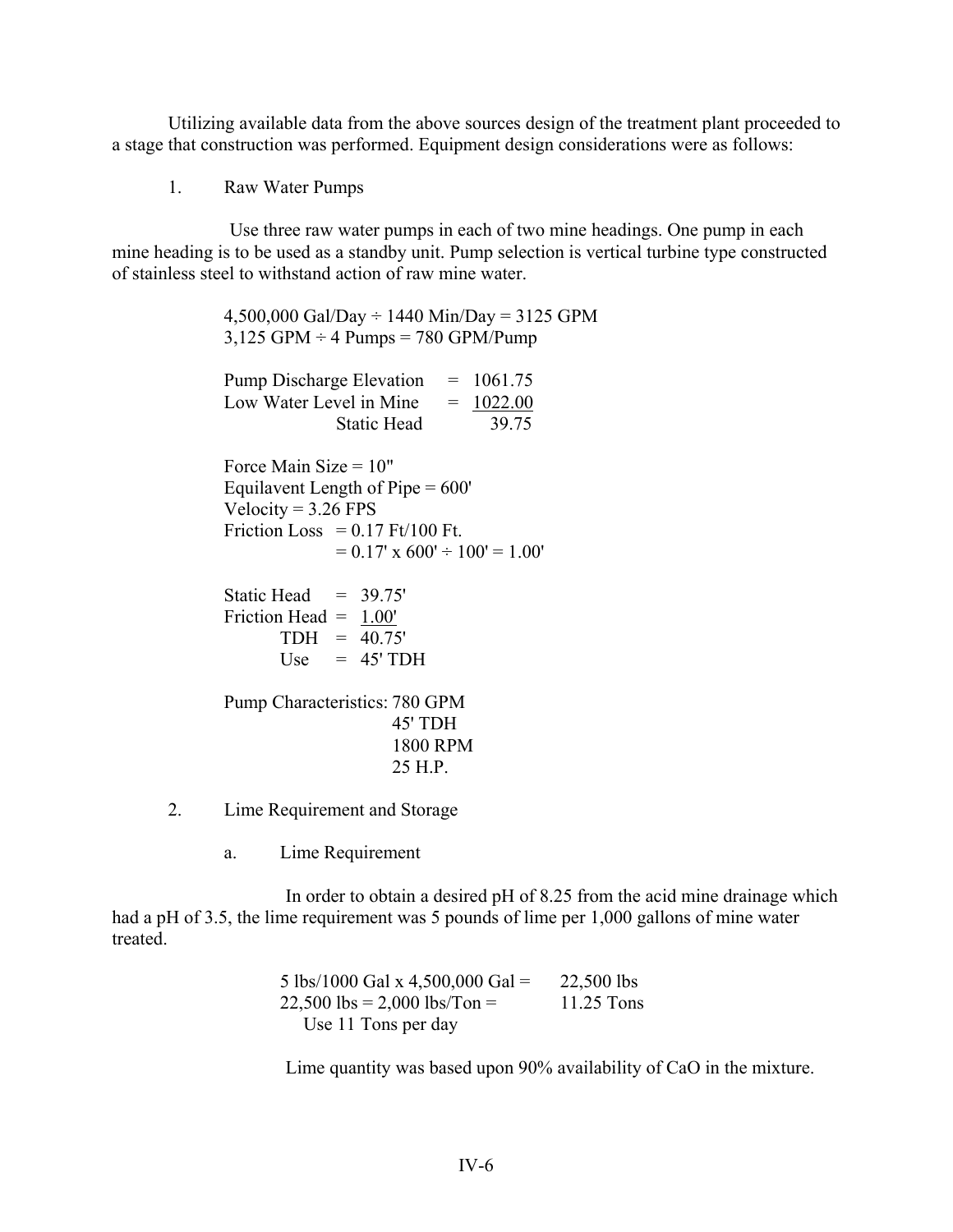Utilizing available data from the above sources design of the treatment plant proceeded to a stage that construction was performed. Equipment design considerations were as follows:

1. Raw Water Pumps

Use three raw water pumps in each of two mine headings. One pump in each mine heading is to be used as a standby unit. Pump selection is vertical turbine type constructed of stainless steel to withstand action of raw mine water.

4,500,000 Gal/Day ÷ 1440 Min/Day = 3125 GPM
3,125 GPM ÷ 4 Pumps = 780 GPM/Pump

| | | |
|---|---|---|
| Pump Discharge Elevation | = | 1061.75 |
| Low Water Level in Mine | = | 1022.00 |
| Static Head | | 39.75 |

Force Main Size = 10"
Equilavent Length of Pipe = 600'
Velocity = 3.26 FPS
Friction Loss = 0.17 Ft/100 Ft.
= 0.17' x 600' ÷ 100' = 1.00'

| | | |
|---|---|---|
| Static Head | = | 39.75' |
| Friction Head | = | 1.00' |
| TDH | = | 40.75' |
| Use | = | 45' TDH |

Pump Characteristics: 780 GPM
45' TDH
1800 RPM
25 H.P.

2. Lime Requirement and Storage

a. Lime Requirement

In order to obtain a desired pH of 8.25 from the acid mine drainage which had a pH of 3.5, the lime requirement was 5 pounds of lime per 1,000 gallons of mine water treated.

5 lbs/1000 Gal x 4,500,000 Gal = 22,500 lbs
22,500 lbs = 2,000 lbs/Ton = 11.25 Tons
Use 11 Tons per day

Lime quantity was based upon 90% availability of CaO in the mixture.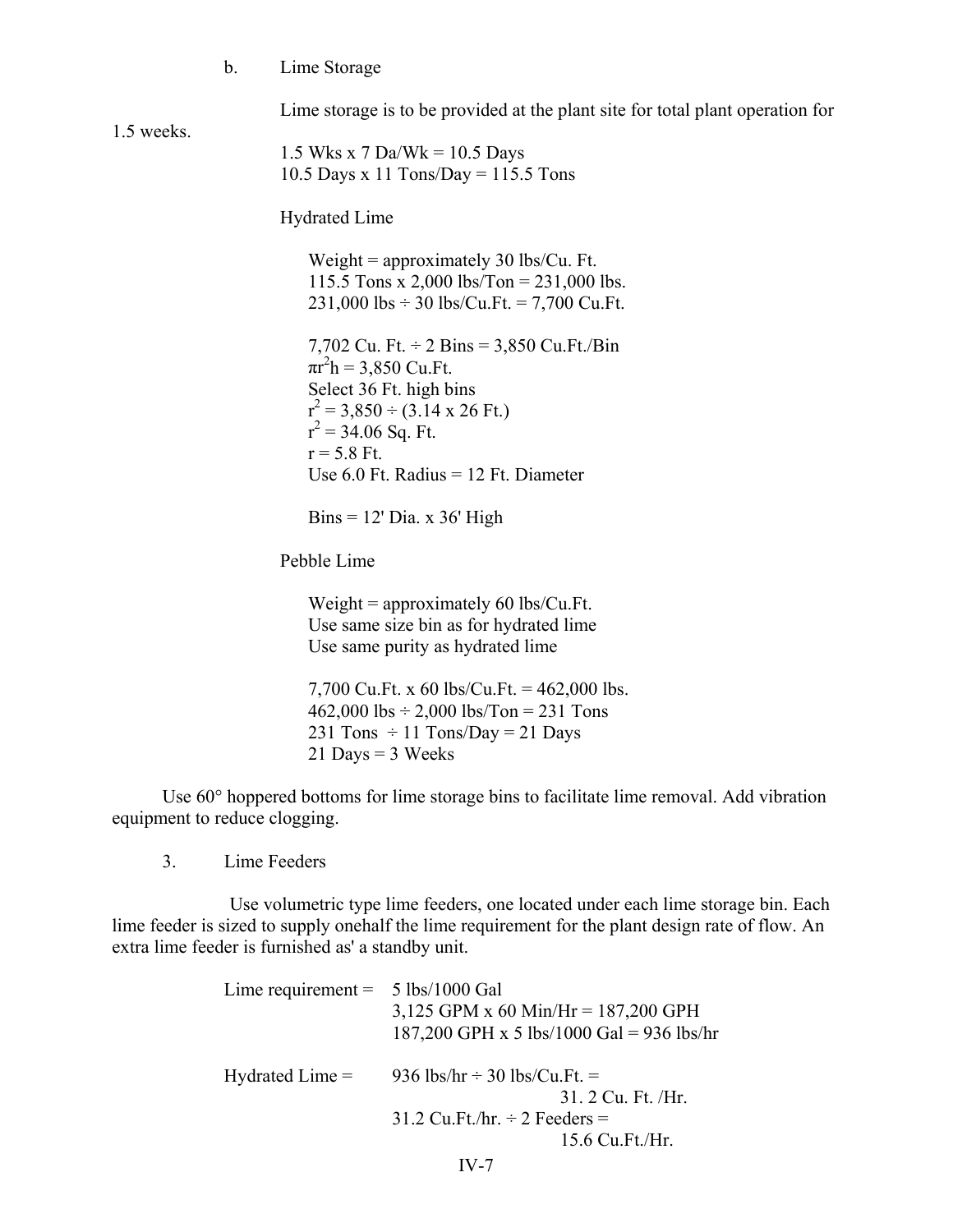b. Lime Storage

Lime storage is to be provided at the plant site for total plant operation for 1.5 weeks.

1.5 Wks x 7 Da/Wk = 10.5 Days
10.5 Days x 11 Tons/Day = 115.5 Tons

Hydrated Lime

Weight = approximately 30 lbs/Cu. Ft.
115.5 Tons x 2,000 lbs/Ton = 231,000 lbs.
231,000 lbs ÷ 30 lbs/Cu.Ft. = 7,700 Cu.Ft.

7,702 Cu. Ft. ÷ 2 Bins = 3,850 Cu.Ft./Bin
$\pi r^2 h$ = 3,850 Cu.Ft.
Select 36 Ft. high bins
$r^2$ = 3,850 ÷ (3.14 x 26 Ft.)
$r^2$ = 34.06 Sq. Ft.
r = 5.8 Ft.
Use 6.0 Ft. Radius = 12 Ft. Diameter

Bins = 12' Dia. x 36' High

Pebble Lime

Weight = approximately 60 lbs/Cu.Ft.
Use same size bin as for hydrated lime
Use same purity as hydrated lime

7,700 Cu.Ft. x 60 lbs/Cu.Ft. = 462,000 lbs.
462,000 lbs ÷ 2,000 lbs/Ton = 231 Tons
231 Tons ÷ 11 Tons/Day = 21 Days
21 Days = 3 Weeks

Use 60° hoppered bottoms for lime storage bins to facilitate lime removal. Add vibration equipment to reduce clogging.

3. Lime Feeders

Use volumetric type lime feeders, one located under each lime storage bin. Each lime feeder is sized to supply onehalf the lime requirement for the plant design rate of flow. An extra lime feeder is furnished as' a standby unit.

Lime requirement = 5 lbs/1000 Gal
3,125 GPM x 60 Min/Hr = 187,200 GPH
187,200 GPH x 5 lbs/1000 Gal = 936 lbs/hr

Hydrated Lime = 936 lbs/hr ÷ 30 lbs/Cu.Ft. = 31. 2 Cu. Ft. /Hr.
31.2 Cu.Ft./hr. ÷ 2 Feeders = 15.6 Cu.Ft./Hr.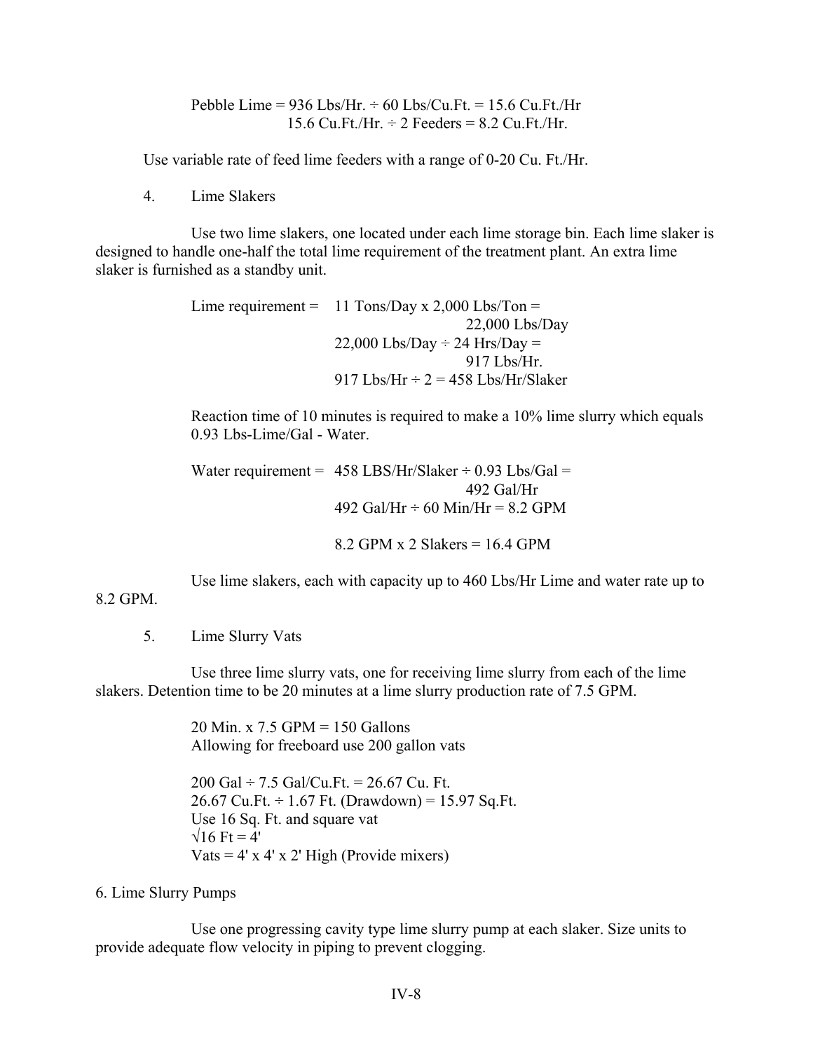Pebble Lime = 936 Lbs/Hr. ÷ 60 Lbs/Cu.Ft. = 15.6 Cu.Ft./Hr
15.6 Cu.Ft./Hr. ÷ 2 Feeders = 8.2 Cu.Ft./Hr.

Use variable rate of feed lime feeders with a range of 0-20 Cu. Ft./Hr.

4. Lime Slakers

Use two lime slakers, one located under each lime storage bin. Each lime slaker is designed to handle one-half the total lime requirement of the treatment plant. An extra lime slaker is furnished as a standby unit.

Lime requirement = 11 Tons/Day x 2,000 Lbs/Ton = 22,000 Lbs/Day
22,000 Lbs/Day ÷ 24 Hrs/Day = 917 Lbs/Hr.
917 Lbs/Hr ÷ 2 = 458 Lbs/Hr/Slaker

Reaction time of 10 minutes is required to make a 10% lime slurry which equals 0.93 Lbs-Lime/Gal - Water.

Water requirement = 458 LBS/Hr/Slaker ÷ 0.93 Lbs/Gal = 492 Gal/Hr
492 Gal/Hr ÷ 60 Min/Hr = 8.2 GPM

8.2 GPM x 2 Slakers = 16.4 GPM

Use lime slakers, each with capacity up to 460 Lbs/Hr Lime and water rate up to 8.2 GPM.

5. Lime Slurry Vats

Use three lime slurry vats, one for receiving lime slurry from each of the lime slakers. Detention time to be 20 minutes at a lime slurry production rate of 7.5 GPM.

20 Min. x 7.5 GPM = 150 Gallons
Allowing for freeboard use 200 gallon vats

200 Gal ÷ 7.5 Gal/Cu.Ft. = 26.67 Cu. Ft.
26.67 Cu.Ft. ÷ 1.67 Ft. (Drawdown) = 15.97 Sq.Ft.
Use 16 Sq. Ft. and square vat
$\sqrt{16}$ Ft = 4'
Vats = 4' x 4' x 2' High (Provide mixers)

6. Lime Slurry Pumps

Use one progressing cavity type lime slurry pump at each slaker. Size units to provide adequate flow velocity in piping to prevent clogging.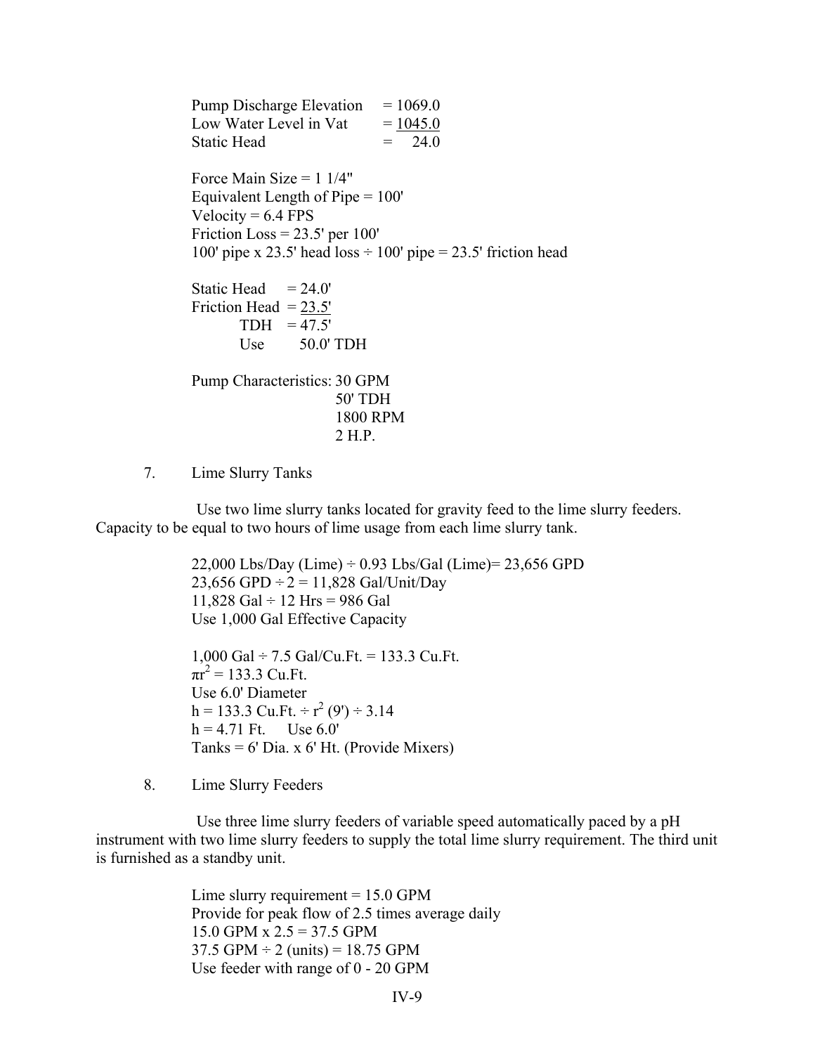Pump Discharge Elevation = 1069.0
Low Water Level in Vat = 1045.0
Static Head = 24.0

Force Main Size = 1 1/4"
Equivalent Length of Pipe = 100'
Velocity = 6.4 FPS
Friction Loss = 23.5' per 100'
100' pipe x 23.5' head loss ÷ 100' pipe = 23.5' friction head

Static Head = 24.0'
Friction Head = 23.5'
TDH = 47.5'
Use 50.0' TDH

Pump Characteristics: 30 GPM
50' TDH
1800 RPM
2 H.P.

7. Lime Slurry Tanks

Use two lime slurry tanks located for gravity feed to the lime slurry feeders. Capacity to be equal to two hours of lime usage from each lime slurry tank.

22,000 Lbs/Day (Lime) ÷ 0.93 Lbs/Gal (Lime)= 23,656 GPD
23,656 GPD ÷ 2 = 11,828 Gal/Unit/Day
11,828 Gal ÷ 12 Hrs = 986 Gal
Use 1,000 Gal Effective Capacity

1,000 Gal ÷ 7.5 Gal/Cu.Ft. = 133.3 Cu.Ft.
$\pi r^2$ = 133.3 Cu.Ft.
Use 6.0' Diameter
h = 133.3 Cu.Ft. ÷ $r^2$ (9') ÷ 3.14
h = 4.71 Ft. Use 6.0'
Tanks = 6' Dia. x 6' Ht. (Provide Mixers)

8. Lime Slurry Feeders

Use three lime slurry feeders of variable speed automatically paced by a pH instrument with two lime slurry feeders to supply the total lime slurry requirement. The third unit is furnished as a standby unit.

Lime slurry requirement = 15.0 GPM
Provide for peak flow of 2.5 times average daily
15.0 GPM x 2.5 = 37.5 GPM
37.5 GPM ÷ 2 (units) = 18.75 GPM
Use feeder with range of 0 - 20 GPM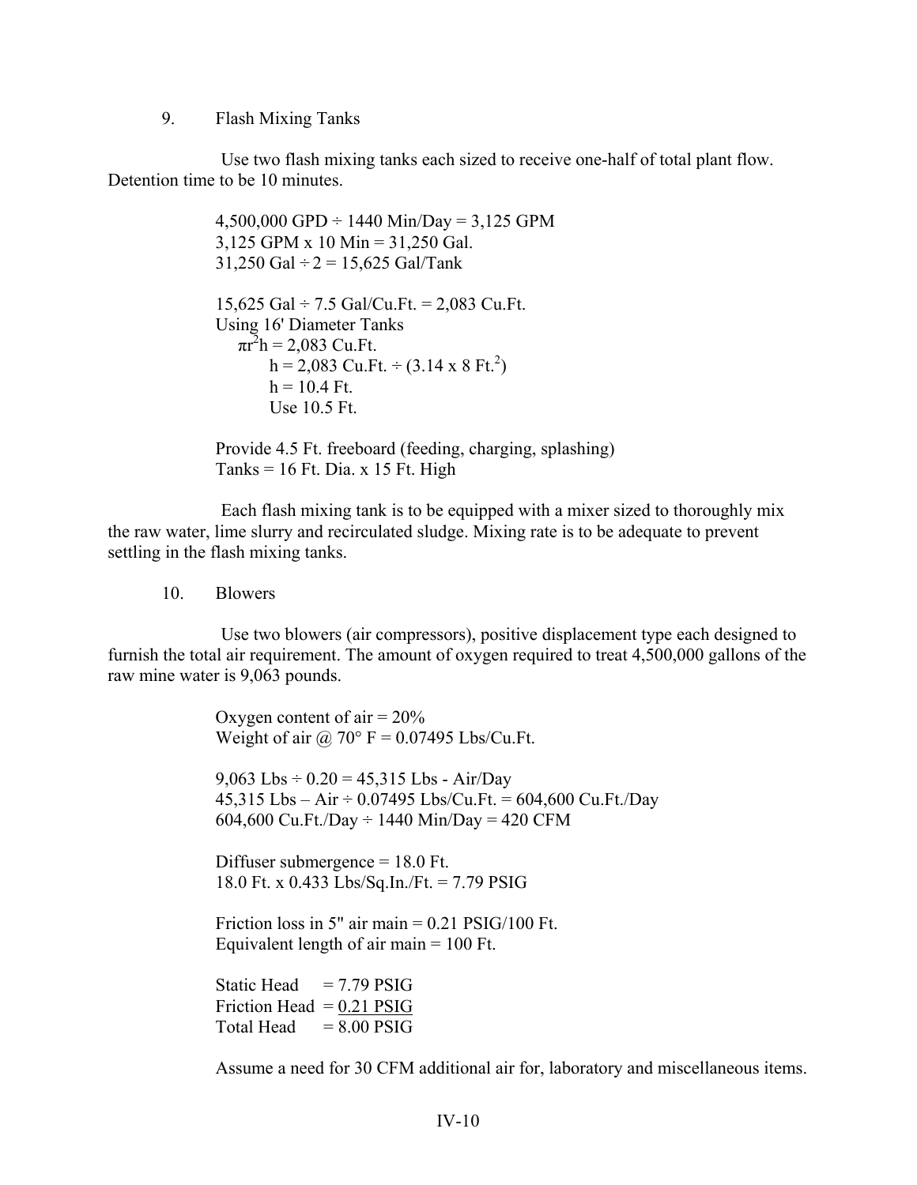9. Flash Mixing Tanks

Use two flash mixing tanks each sized to receive one-half of total plant flow. Detention time to be 10 minutes.

4,500,000 GPD ÷ 1440 Min/Day = 3,125 GPM
3,125 GPM x 10 Min = 31,250 Gal.
31,250 Gal ÷ 2 = 15,625 Gal/Tank

15,625 Gal ÷ 7.5 Gal/Cu.Ft. = 2,083 Cu.Ft.
Using 16' Diameter Tanks
$\pi r^2 h$ = 2,083 Cu.Ft.
h = 2,083 Cu.Ft. ÷ (3.14 x 8 Ft.$^2$)
h = 10.4 Ft.
Use 10.5 Ft.

Provide 4.5 Ft. freeboard (feeding, charging, splashing)
Tanks = 16 Ft. Dia. x 15 Ft. High

Each flash mixing tank is to be equipped with a mixer sized to thoroughly mix the raw water, lime slurry and recirculated sludge. Mixing rate is to be adequate to prevent settling in the flash mixing tanks.

10. Blowers

Use two blowers (air compressors), positive displacement type each designed to furnish the total air requirement. The amount of oxygen required to treat 4,500,000 gallons of the raw mine water is 9,063 pounds.

Oxygen content of air = 20%
Weight of air @ 70° F = 0.07495 Lbs/Cu.Ft.

9,063 Lbs ÷ 0.20 = 45,315 Lbs - Air/Day
45,315 Lbs – Air ÷ 0.07495 Lbs/Cu.Ft. = 604,600 Cu.Ft./Day
604,600 Cu.Ft./Day ÷ 1440 Min/Day = 420 CFM

Diffuser submergence = 18.0 Ft.
18.0 Ft. x 0.433 Lbs/Sq.In./Ft. = 7.79 PSIG

Friction loss in 5" air main = 0.21 PSIG/100 Ft.
Equivalent length of air main = 100 Ft.

Static Head = 7.79 PSIG
Friction Head = 0.21 PSIG
Total Head = 8.00 PSIG

Assume a need for 30 CFM additional air for, laboratory and miscellaneous items.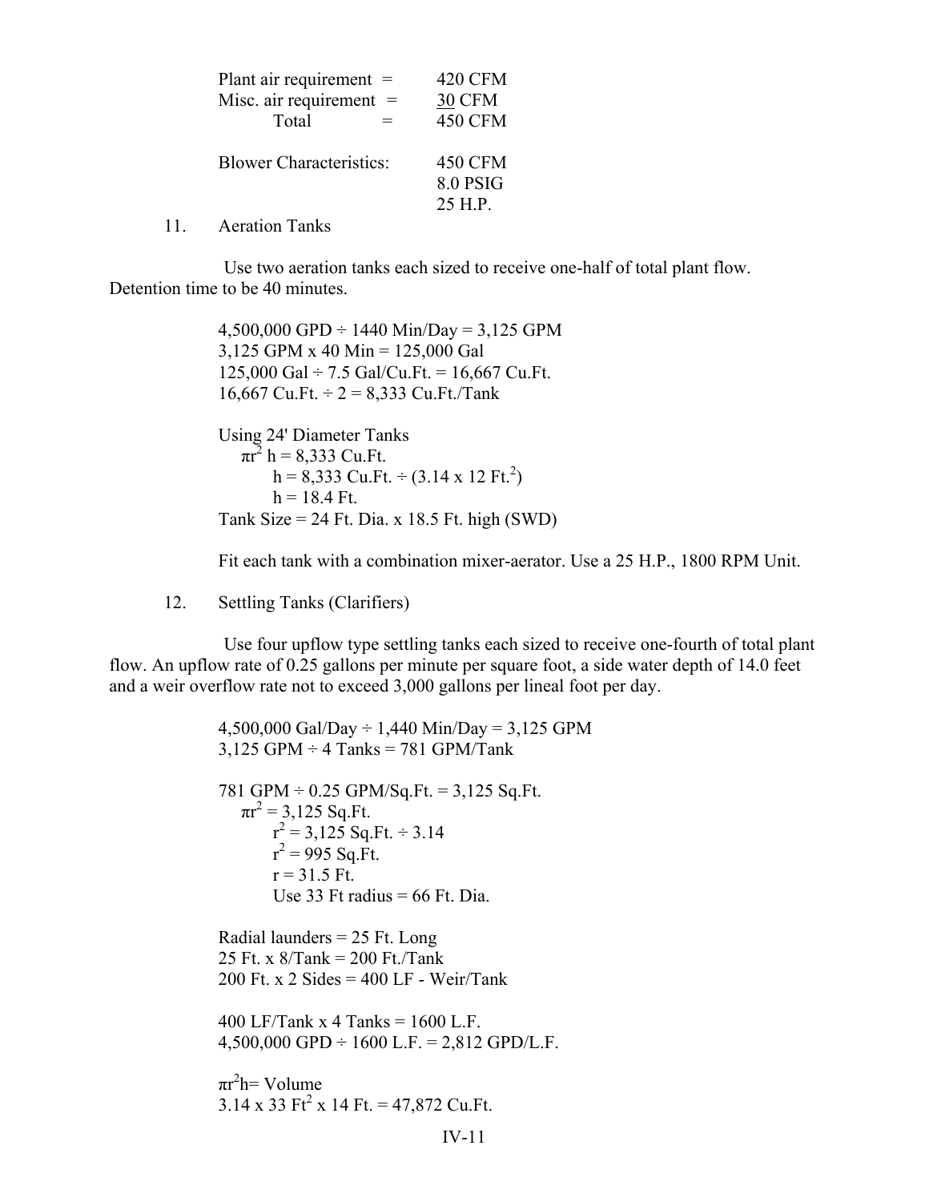Plant air requirement = 420 CFM
Misc. air requirement = <u>30</u> CFM
Total = 450 CFM

Blower Characteristics: 450 CFM
8.0 PSIG
25 H.P.

11. Aeration Tanks

Use two aeration tanks each sized to receive one-half of total plant flow. Detention time to be 40 minutes.

4,500,000 GPD ÷ 1440 Min/Day = 3,125 GPM
3,125 GPM x 40 Min = 125,000 Gal
125,000 Gal ÷ 7.5 Gal/Cu.Ft. = 16,667 Cu.Ft.
16,667 Cu.Ft. ÷ 2 = 8,333 Cu.Ft./Tank

Using 24' Diameter Tanks
$\pi r^2$ h = 8,333 Cu.Ft.
h = 8,333 Cu.Ft. ÷ (3.14 x 12 Ft.$^2$)
h = 18.4 Ft.
Tank Size = 24 Ft. Dia. x 18.5 Ft. high (SWD)

Fit each tank with a combination mixer-aerator. Use a 25 H.P., 1800 RPM Unit.

12. Settling Tanks (Clarifiers)

Use four upflow type settling tanks each sized to receive one-fourth of total plant flow. An upflow rate of 0.25 gallons per minute per square foot, a side water depth of 14.0 feet and a weir overflow rate not to exceed 3,000 gallons per lineal foot per day.

4,500,000 Gal/Day ÷ 1,440 Min/Day = 3,125 GPM
3,125 GPM ÷ 4 Tanks = 781 GPM/Tank

781 GPM ÷ 0.25 GPM/Sq.Ft. = 3,125 Sq.Ft.
$\pi r^2$ = 3,125 Sq.Ft.
$r^2$ = 3,125 Sq.Ft. ÷ 3.14
$r^2$ = 995 Sq.Ft.
r = 31.5 Ft.
Use 33 Ft radius = 66 Ft. Dia.

Radial launders = 25 Ft. Long
25 Ft. x 8/Tank = 200 Ft./Tank
200 Ft. x 2 Sides = 400 LF - Weir/Tank

400 LF/Tank x 4 Tanks = 1600 L.F.
4,500,000 GPD ÷ 1600 L.F. = 2,812 GPD/L.F.

$\pi r^2 h$= Volume
3.14 x 33 Ft$^2$ x 14 Ft. = 47,872 Cu.Ft.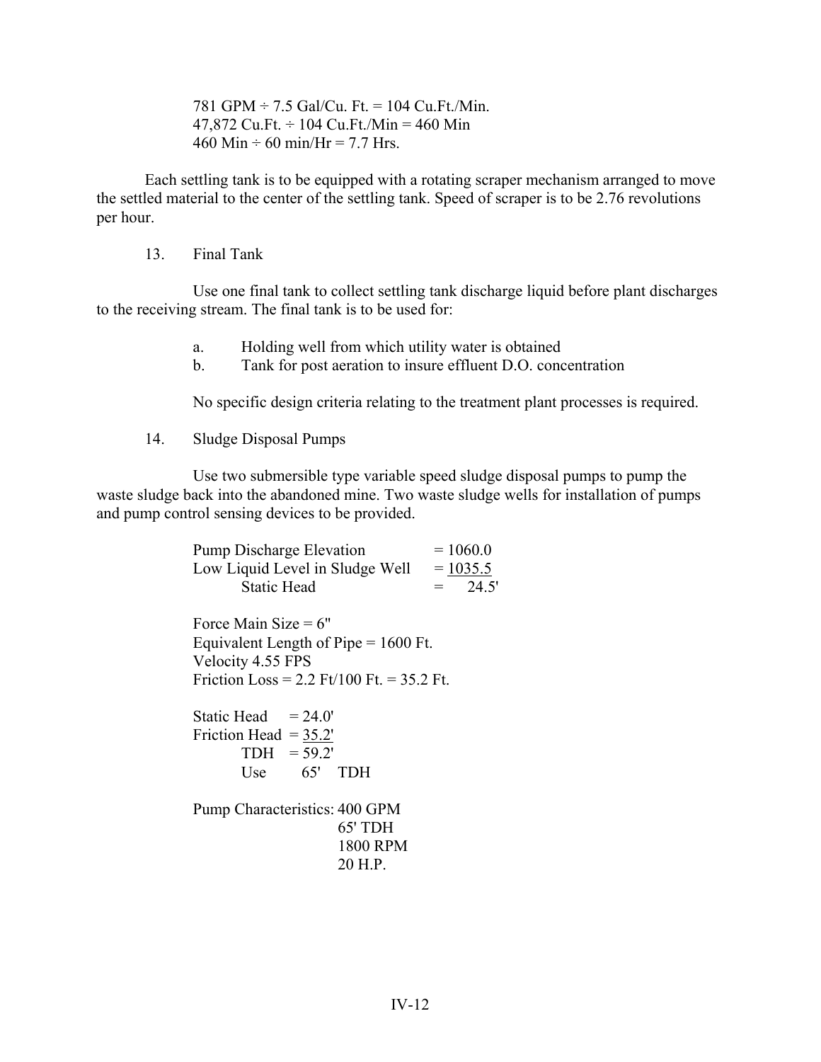781 GPM ÷ 7.5 Gal/Cu. Ft. = 104 Cu.Ft./Min.
47,872 Cu.Ft. ÷ 104 Cu.Ft./Min = 460 Min
460 Min ÷ 60 min/Hr = 7.7 Hrs.

Each settling tank is to be equipped with a rotating scraper mechanism arranged to move the settled material to the center of the settling tank. Speed of scraper is to be 2.76 revolutions per hour.

13. Final Tank

Use one final tank to collect settling tank discharge liquid before plant discharges to the receiving stream. The final tank is to be used for:

a. Holding well from which utility water is obtained
b. Tank for post aeration to insure effluent D.O. concentration

No specific design criteria relating to the treatment plant processes is required.

14. Sludge Disposal Pumps

Use two submersible type variable speed sludge disposal pumps to pump the waste sludge back into the abandoned mine. Two waste sludge wells for installation of pumps and pump control sensing devices to be provided.

| | |
|---|---|
| Pump Discharge Elevation | = 1060.0 |
| Low Liquid Level in Sludge Well | = 1035.5 |
| Static Head | = 24.5' |

Force Main Size = 6"
Equivalent Length of Pipe = 1600 Ft.
Velocity 4.55 FPS
Friction Loss = 2.2 Ft/100 Ft. = 35.2 Ft.

| | |
|---|---|
| Static Head | = 24.0' |
| Friction Head | = 35.2' |
| TDH | = 59.2' |
| Use | 65' TDH |

Pump Characteristics: 400 GPM
65' TDH
1800 RPM
20 H.P.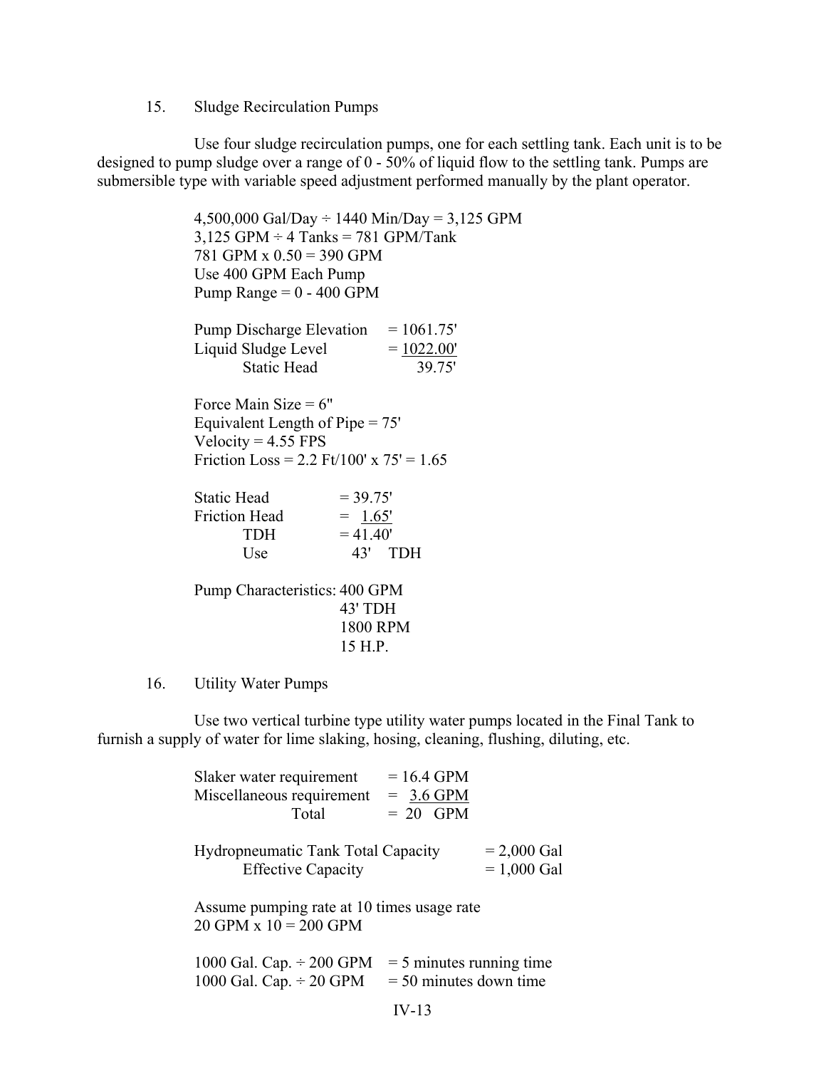15. Sludge Recirculation Pumps

Use four sludge recirculation pumps, one for each settling tank. Each unit is to be designed to pump sludge over a range of 0 - 50% of liquid flow to the settling tank. Pumps are submersible type with variable speed adjustment performed manually by the plant operator.

4,500,000 Gal/Day ÷ 1440 Min/Day = 3,125 GPM
3,125 GPM ÷ 4 Tanks = 781 GPM/Tank
781 GPM x 0.50 = 390 GPM
Use 400 GPM Each Pump
Pump Range = 0 - 400 GPM

| | |
|---|---|
| Pump Discharge Elevation | = 1061.75' |
| Liquid Sludge Level | = 1022.00' |
| Static Head | 39.75' |

Force Main Size = 6"
Equivalent Length of Pipe = 75'
Velocity = 4.55 FPS
Friction Loss = 2.2 Ft/100' x 75' = 1.65

| | |
|---|---|
| Static Head | = 39.75' |
| Friction Head | = 1.65' |
| TDH | = 41.40' |
| Use | 43' TDH |

Pump Characteristics: 400 GPM
43' TDH
1800 RPM
15 H.P.

16. Utility Water Pumps

Use two vertical turbine type utility water pumps located in the Final Tank to furnish a supply of water for lime slaking, hosing, cleaning, flushing, diluting, etc.

| | |
|---|---|
| Slaker water requirement | = 16.4 GPM |
| Miscellaneous requirement | = 3.6 GPM |
| Total | = 20 GPM |

| | |
|---|---|
| Hydropneumatic Tank Total Capacity | = 2,000 Gal |
| Effective Capacity | = 1,000 Gal |

Assume pumping rate at 10 times usage rate
20 GPM x 10 = 200 GPM

1000 Gal. Cap. ÷ 200 GPM = 5 minutes running time
1000 Gal. Cap. ÷ 20 GPM = 50 minutes down time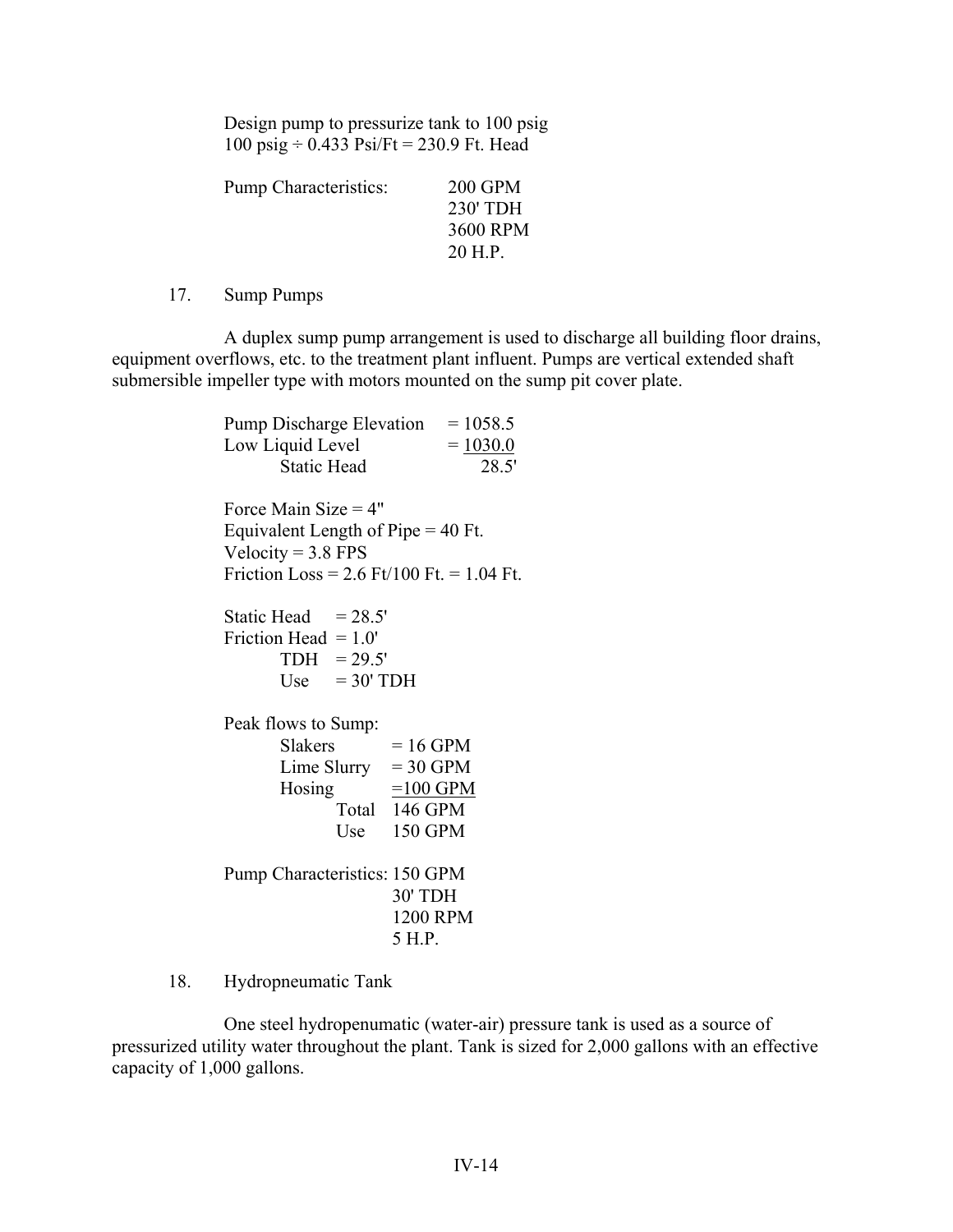Design pump to pressurize tank to 100 psig
100 psig ÷ 0.433 Psi/Ft = 230.9 Ft. Head

| Pump Characteristics: | 200 GPM |
|---|---|
| | 230' TDH |
| | 3600 RPM |
| | 20 H.P. |

17. Sump Pumps

A duplex sump pump arrangement is used to discharge all building floor drains, equipment overflows, etc. to the treatment plant influent. Pumps are vertical extended shaft submersible impeller type with motors mounted on the sump pit cover plate.

| | |
|---|---|
| Pump Discharge Elevation | = 1058.5 |
| Low Liquid Level | = 1030.0 |
| Static Head | 28.5' |

Force Main Size = 4"
Equivalent Length of Pipe = 40 Ft.
Velocity = 3.8 FPS
Friction Loss = 2.6 Ft/100 Ft. = 1.04 Ft.

| | |
|---|---|
| Static Head | = 28.5' |
| Friction Head | = 1.0' |
| TDH | = 29.5' |
| Use | = 30' TDH |

Peak flows to Sump:

| | |
|---|---|
| Slakers | = 16 GPM |
| Lime Slurry | = 30 GPM |
| Hosing | =100 GPM |
| Total | 146 GPM |
| Use | 150 GPM |

| Pump Characteristics: | 150 GPM |
|---|---|
| | 30' TDH |
| | 1200 RPM |
| | 5 H.P. |

18. Hydropneumatic Tank

One steel hydropenumatic (water-air) pressure tank is used as a source of pressurized utility water throughout the plant. Tank is sized for 2,000 gallons with an effective capacity of 1,000 gallons.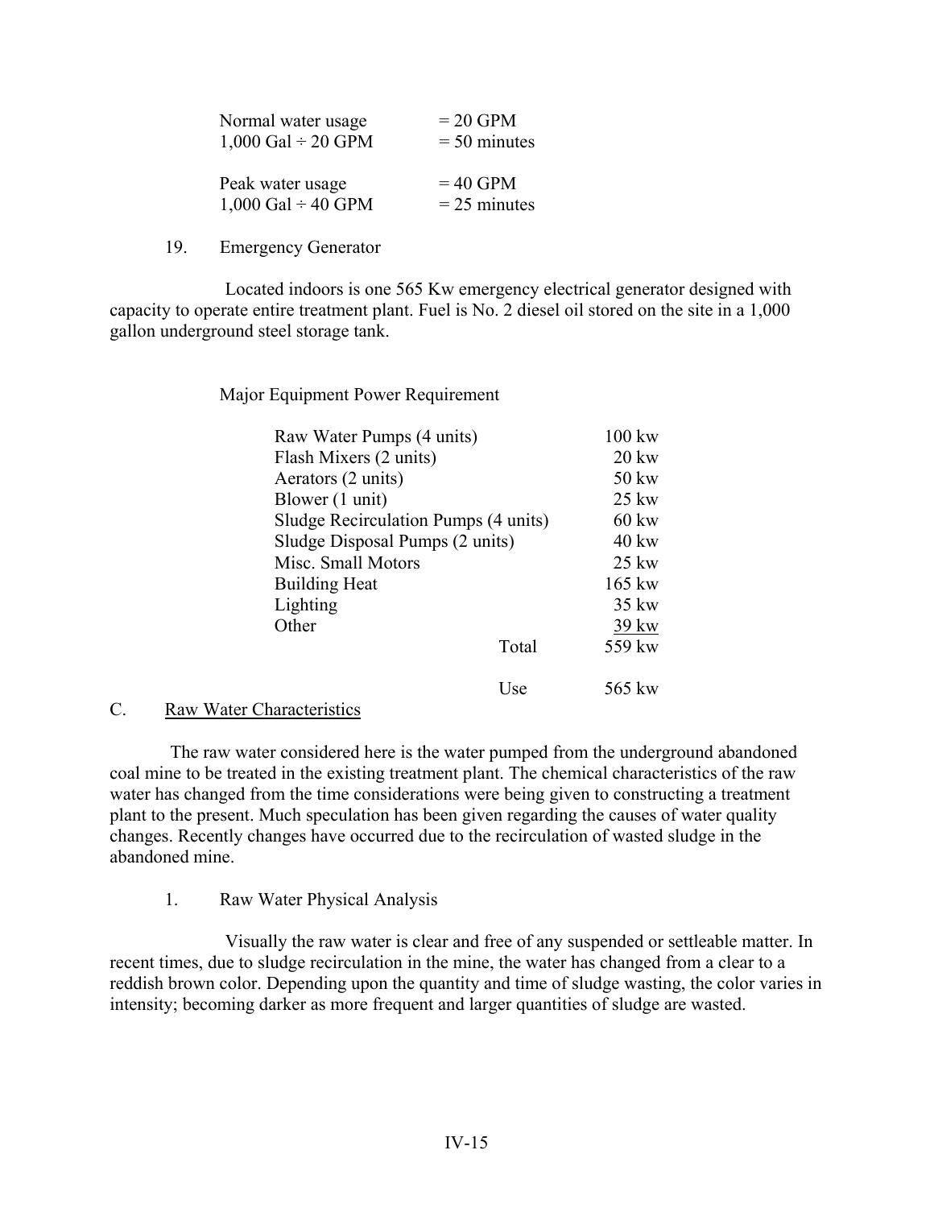| | |
|---|---|
| Normal water usage | = 20 GPM |
| 1,000 Gal ÷ 20 GPM | = 50 minutes |
| | |
| Peak water usage | = 40 GPM |
| 1,000 Gal ÷ 40 GPM | = 25 minutes |

19. Emergency Generator

Located indoors is one 565 Kw emergency electrical generator designed with capacity to operate entire treatment plant. Fuel is No. 2 diesel oil stored on the site in a 1,000 gallon underground steel storage tank.

Major Equipment Power Requirement

| Equipment | | Power |
|---|---|---|
| Raw Water Pumps (4 units) | | 100 kw |
| Flash Mixers (2 units) | | 20 kw |
| Aerators (2 units) | | 50 kw |
| Blower (1 unit) | | 25 kw |
| Sludge Recirculation Pumps (4 units) | | 60 kw |
| Sludge Disposal Pumps (2 units) | | 40 kw |
| Misc. Small Motors | | 25 kw |
| Building Heat | | 165 kw |
| Lighting | | 35 kw |
| Other | | 39 kw |
| | Total | 559 kw |
| | Use | 565 kw |

## C. Raw Water Characteristics

The raw water considered here is the water pumped from the underground abandoned coal mine to be treated in the existing treatment plant. The chemical characteristics of the raw water has changed from the time considerations were being given to constructing a treatment plant to the present. Much speculation has been given regarding the causes of water quality changes. Recently changes have occurred due to the recirculation of wasted sludge in the abandoned mine.

1. Raw Water Physical Analysis

Visually the raw water is clear and free of any suspended or settleable matter. In recent times, due to sludge recirculation in the mine, the water has changed from a clear to a reddish brown color. Depending upon the quantity and time of sludge wasting, the color varies in intensity; becoming darker as more frequent and larger quantities of sludge are wasted.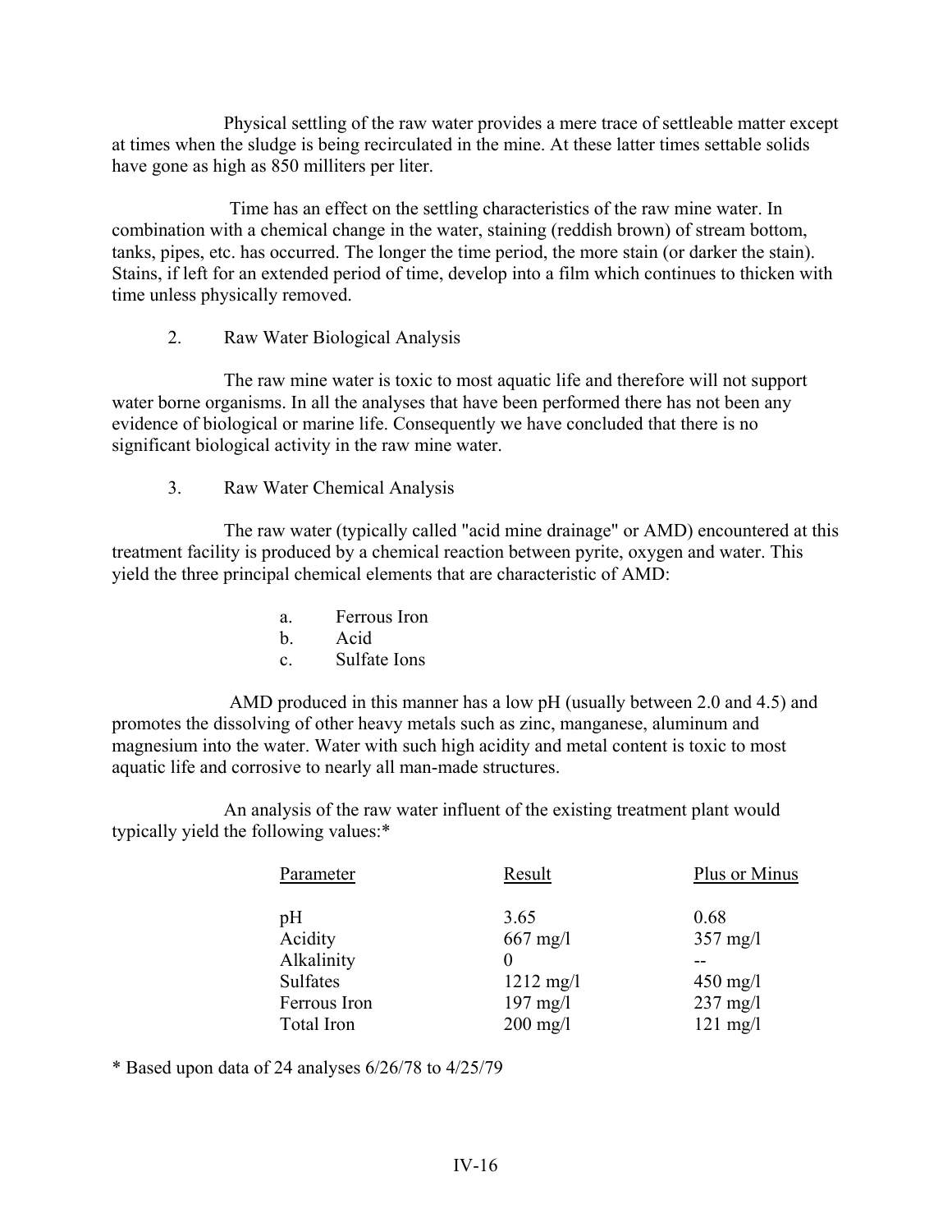Physical settling of the raw water provides a mere trace of settleable matter except at times when the sludge is being recirculated in the mine. At these latter times settable solids have gone as high as 850 milliters per liter.

Time has an effect on the settling characteristics of the raw mine water. In combination with a chemical change in the water, staining (reddish brown) of stream bottom, tanks, pipes, etc. has occurred. The longer the time period, the more stain (or darker the stain). Stains, if left for an extended period of time, develop into a film which continues to thicken with time unless physically removed.

2. Raw Water Biological Analysis

The raw mine water is toxic to most aquatic life and therefore will not support water borne organisms. In all the analyses that have been performed there has not been any evidence of biological or marine life. Consequently we have concluded that there is no significant biological activity in the raw mine water.

3. Raw Water Chemical Analysis

The raw water (typically called "acid mine drainage" or AMD) encountered at this treatment facility is produced by a chemical reaction between pyrite, oxygen and water. This yield the three principal chemical elements that are characteristic of AMD:

a. Ferrous Iron
b. Acid
c. Sulfate Ions

AMD produced in this manner has a low pH (usually between 2.0 and 4.5) and promotes the dissolving of other heavy metals such as zinc, manganese, aluminum and magnesium into the water. Water with such high acidity and metal content is toxic to most aquatic life and corrosive to nearly all man-made structures.

An analysis of the raw water influent of the existing treatment plant would typically yield the following values:*

| Parameter | Result | Plus or Minus |
|---|---|---|
| pH | 3.65 | 0.68 |
| Acidity | 667 mg/l | 357 mg/l |
| Alkalinity | 0 | -- |
| Sulfates | 1212 mg/l | 450 mg/l |
| Ferrous Iron | 197 mg/l | 237 mg/l |
| Total Iron | 200 mg/l | 121 mg/l |

* Based upon data of 24 analyses 6/26/78 to 4/25/79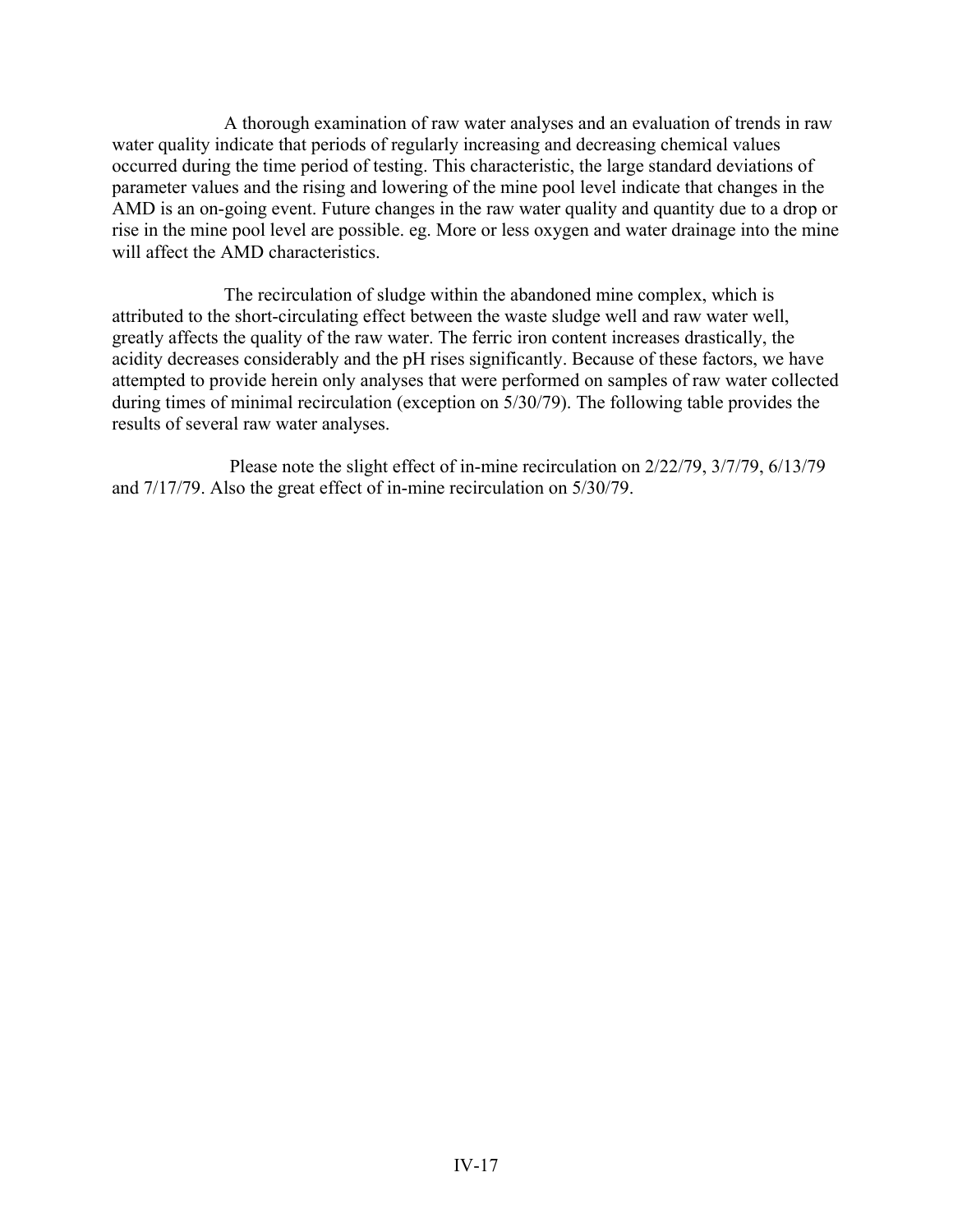A thorough examination of raw water analyses and an evaluation of trends in raw water quality indicate that periods of regularly increasing and decreasing chemical values occurred during the time period of testing. This characteristic, the large standard deviations of parameter values and the rising and lowering of the mine pool level indicate that changes in the AMD is an on-going event. Future changes in the raw water quality and quantity due to a drop or rise in the mine pool level are possible. eg. More or less oxygen and water drainage into the mine will affect the AMD characteristics.

The recirculation of sludge within the abandoned mine complex, which is attributed to the short-circulating effect between the waste sludge well and raw water well, greatly affects the quality of the raw water. The ferric iron content increases drastically, the acidity decreases considerably and the pH rises significantly. Because of these factors, we have attempted to provide herein only analyses that were performed on samples of raw water collected during times of minimal recirculation (exception on 5/30/79). The following table provides the results of several raw water analyses.

Please note the slight effect of in-mine recirculation on 2/22/79, 3/7/79, 6/13/79 and 7/17/79. Also the great effect of in-mine recirculation on 5/30/79.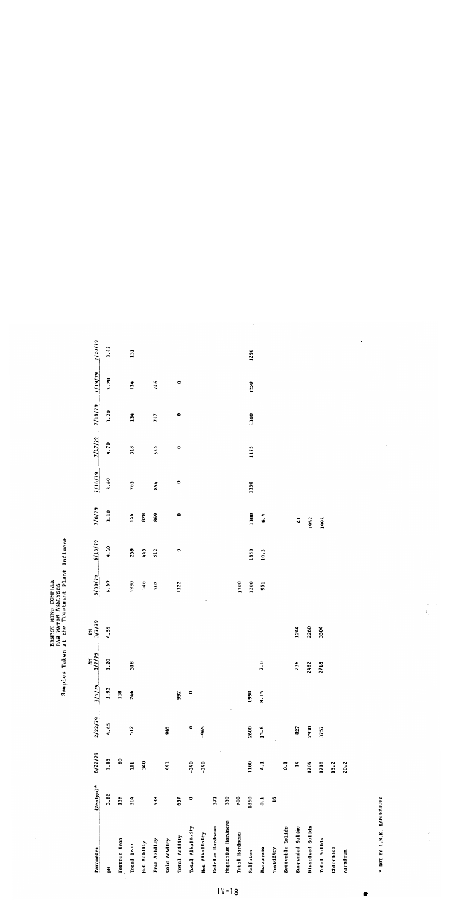# ERNEST MINE COMPLEX
## RAW WATER ANALYSES
### Samples Taken at the Treatment Plant Influent

| Parameter | (Design)* | 8/22/79 | 2/22/79 | 3/5/79 | AM 3/7/79 | PM 3/7/79 | 5/30/79 | 6/13/79 | 7/6/79 | 7/16/79 | 7/17/79 | 7/18/79 | 7/19/79 | 7/20/79 |
|---|---|---|---|---|---|---|---|---|---|---|---|---|---|---|
| pH | 3.88 | 3.85 | 4.45 | 3.92 | 3.20 | 4.55 | 6.60 | 4.10 | 3.10 | 3.60 | 4.70 | 3.20 | 3.20 | 3.42 |
| Ferrous Iron | 138 | 60 | | 118 | | | | | | | | | | |
| Total Iron | 304 | 111 | 512 | 246 | 318 | | 3990 | 259 | 146 | 263 | 318 | 134 | 134 | 151 |
| Hot Acidity | | 340 | | | | | 546 | 445 | 828 | | | | | |
| Free Acidity | 538 | | | | | | 502 | 512 | 869 | 854 | 555 | 717 | 746 | |
| Cold Acidity | | 443 | 965 | | | | | | | | | | | |
| Total Acidity | 657 | | | 992 | | | 1322 | 0 | 0 | 0 | 0 | 0 | 0 | |
| Total Alkalinity | 0 | -340 | 0 | 0 | | | | | | | | | | |
| Net Alkalinity | | -340 | -965 | | | | | | | | | | | |
| Calcium Hardness | 370 | | | | | | | | | | | | | |
| Magnesium Hardness | 330 | | | | | | | | | | | | | |
| Total Hardness | 700 | | | | | | 1300 | | | | | | | |
| Sulfates | 1850 | 1100 | 2600 | 1990 | | | 1200 | 1850 | 1300 | 1350 | 1175 | 1300 | 1250 | 1250 |
| Manganese | 0.1 | 4.1 | 13.6 | 8.15 | 7.0 | | 951 | 10.3 | 6.4 | | | | | |
| Turbidity | 16 | | | | | | | | | | | | | |
| Settleable Solids | | 0.1 | | | | | | | | | | | | |
| Suspended Solids | | 14 | 827 | | 236 | 1244 | | | 41 | | | | | |
| Dissolved Solids | | 1704 | 2930 | | 2482 | 2260 | | | 1952 | | | | | |
| Total Solids | | 1718 | 3757 | | 2718 | 3504 | | | 1993 | | | | | |
| Chlorides | | 15.2 | | | | | | | | | | | | |
| Aluminum | | 20.2 | | | | | | | | | | | | |

\* NOT BY L.R.K. LABORATORY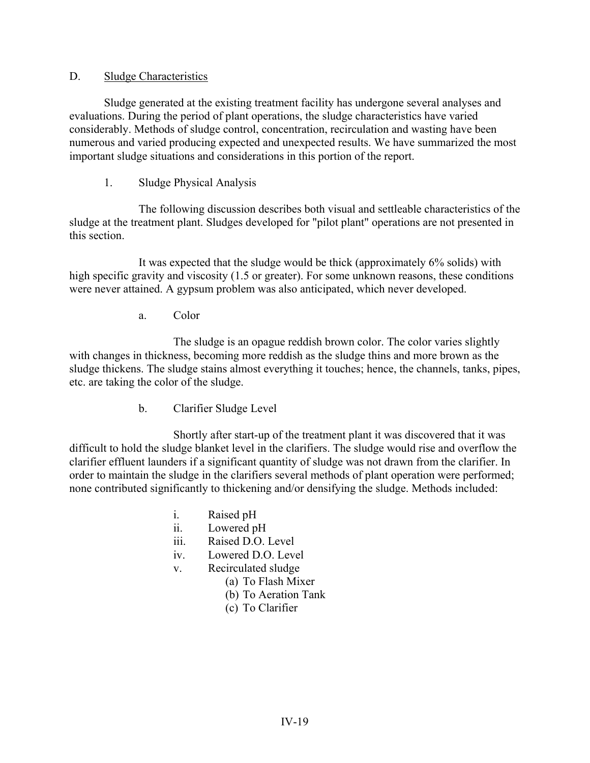## D. Sludge Characteristics

Sludge generated at the existing treatment facility has undergone several analyses and evaluations. During the period of plant operations, the sludge characteristics have varied considerably. Methods of sludge control, concentration, recirculation and wasting have been numerous and varied producing expected and unexpected results. We have summarized the most important sludge situations and considerations in this portion of the report.

### 1. Sludge Physical Analysis

The following discussion describes both visual and settleable characteristics of the sludge at the treatment plant. Sludges developed for "pilot plant" operations are not presented in this section.

It was expected that the sludge would be thick (approximately 6% solids) with high specific gravity and viscosity (1.5 or greater). For some unknown reasons, these conditions were never attained. A gypsum problem was also anticipated, which never developed.

#### a. Color

The sludge is an opague reddish brown color. The color varies slightly with changes in thickness, becoming more reddish as the sludge thins and more brown as the sludge thickens. The sludge stains almost everything it touches; hence, the channels, tanks, pipes, etc. are taking the color of the sludge.

#### b. Clarifier Sludge Level

Shortly after start-up of the treatment plant it was discovered that it was difficult to hold the sludge blanket level in the clarifiers. The sludge would rise and overflow the clarifier effluent launders if a significant quantity of sludge was not drawn from the clarifier. In order to maintain the sludge in the clarifiers several methods of plant operation were performed; none contributed significantly to thickening and/or densifying the sludge. Methods included:

- i. Raised pH
- ii. Lowered pH
- iii. Raised D.O. Level
- iv. Lowered D.O. Level
- v. Recirculated sludge
  - (a) To Flash Mixer
  - (b) To Aeration Tank
  - (c) To Clarifier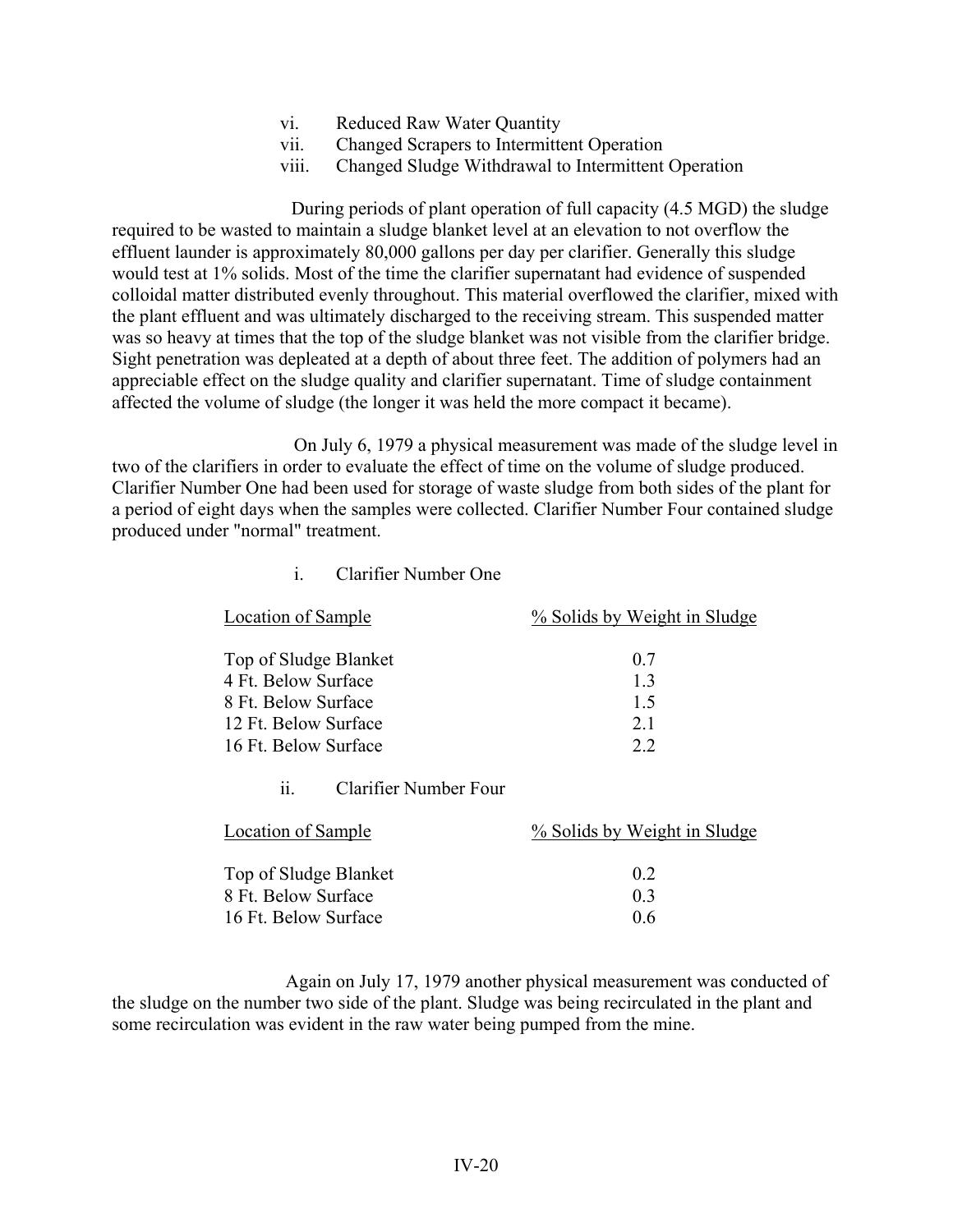vi. Reduced Raw Water Quantity
vii. Changed Scrapers to Intermittent Operation
viii. Changed Sludge Withdrawal to Intermittent Operation

During periods of plant operation of full capacity (4.5 MGD) the sludge required to be wasted to maintain a sludge blanket level at an elevation to not overflow the effluent launder is approximately 80,000 gallons per day per clarifier. Generally this sludge would test at 1% solids. Most of the time the clarifier supernatant had evidence of suspended colloidal matter distributed evenly throughout. This material overflowed the clarifier, mixed with the plant effluent and was ultimately discharged to the receiving stream. This suspended matter was so heavy at times that the top of the sludge blanket was not visible from the clarifier bridge. Sight penetration was depleated at a depth of about three feet. The addition of polymers had an appreciable effect on the sludge quality and clarifier supernatant. Time of sludge containment affected the volume of sludge (the longer it was held the more compact it became).

On July 6, 1979 a physical measurement was made of the sludge level in two of the clarifiers in order to evaluate the effect of time on the volume of sludge produced. Clarifier Number One had been used for storage of waste sludge from both sides of the plant for a period of eight days when the samples were collected. Clarifier Number Four contained sludge produced under "normal" treatment.

i. Clarifier Number One

| Location of Sample | % Solids by Weight in Sludge |
|---|---|
| Top of Sludge Blanket | 0.7 |
| 4 Ft. Below Surface | 1.3 |
| 8 Ft. Below Surface | 1.5 |
| 12 Ft. Below Surface | 2.1 |
| 16 Ft. Below Surface | 2.2 |

ii. Clarifier Number Four

| Location of Sample | % Solids by Weight in Sludge |
|---|---|
| Top of Sludge Blanket | 0.2 |
| 8 Ft. Below Surface | 0.3 |
| 16 Ft. Below Surface | 0.6 |

Again on July 17, 1979 another physical measurement was conducted of the sludge on the number two side of the plant. Sludge was being recirculated in the plant and some recirculation was evident in the raw water being pumped from the mine.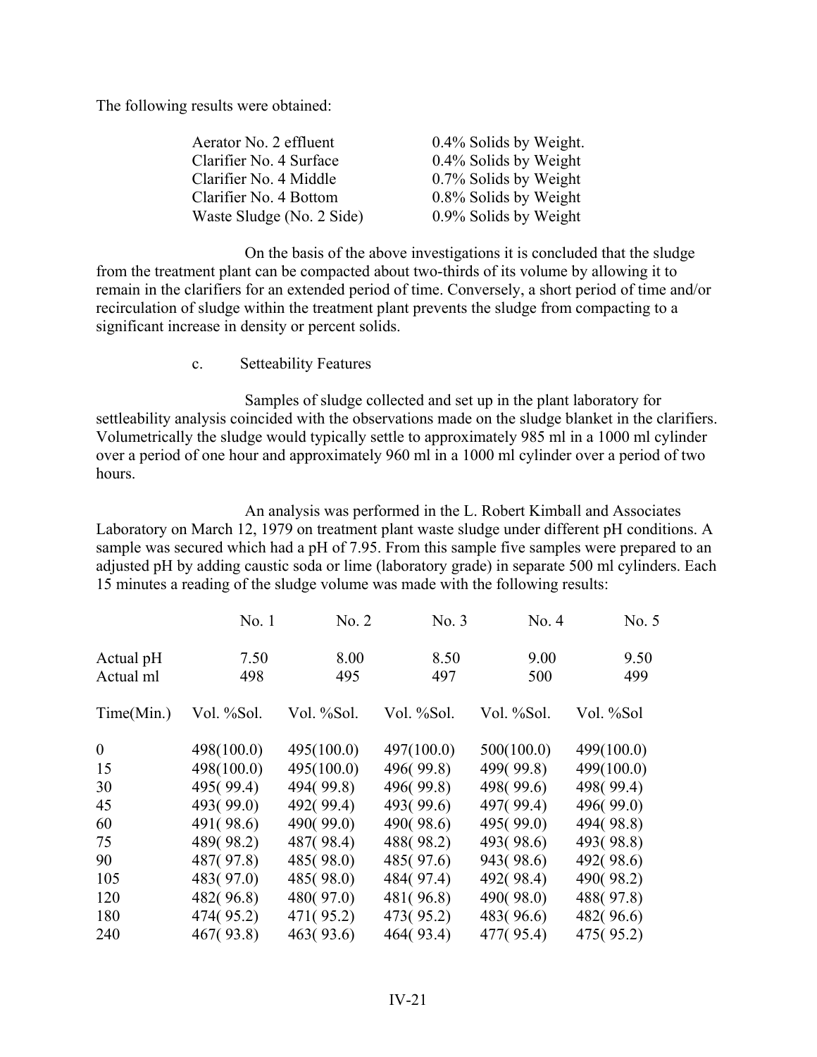The following results were obtained:

| | |
|---|---|
| Aerator No. 2 effluent | 0.4% Solids by Weight. |
| Clarifier No. 4 Surface | 0.4% Solids by Weight |
| Clarifier No. 4 Middle | 0.7% Solids by Weight |
| Clarifier No. 4 Bottom | 0.8% Solids by Weight |
| Waste Sludge (No. 2 Side) | 0.9% Solids by Weight |

On the basis of the above investigations it is concluded that the sludge from the treatment plant can be compacted about two-thirds of its volume by allowing it to remain in the clarifiers for an extended period of time. Conversely, a short period of time and/or recirculation of sludge within the treatment plant prevents the sludge from compacting to a significant increase in density or percent solids.

c. Setteability Features

Samples of sludge collected and set up in the plant laboratory for settleability analysis coincided with the observations made on the sludge blanket in the clarifiers. Volumetrically the sludge would typically settle to approximately 985 ml in a 1000 ml cylinder over a period of one hour and approximately 960 ml in a 1000 ml cylinder over a period of two hours.

An analysis was performed in the L. Robert Kimball and Associates Laboratory on March 12, 1979 on treatment plant waste sludge under different pH conditions. A sample was secured which had a pH of 7.95. From this sample five samples were prepared to an adjusted pH by adding caustic soda or lime (laboratory grade) in separate 500 ml cylinders. Each 15 minutes a reading of the sludge volume was made with the following results:

| | No. 1 | No. 2 | No. 3 | No. 4 | No. 5 |
|---|---|---|---|---|---|
| Actual pH | 7.50 | 8.00 | 8.50 | 9.00 | 9.50 |
| Actual ml | 498 | 495 | 497 | 500 | 499 |
| Time(Min.) | Vol. %Sol. | Vol. %Sol. | Vol. %Sol. | Vol. %Sol. | Vol. %Sol |
| 0 | 498(100.0) | 495(100.0) | 497(100.0) | 500(100.0) | 499(100.0) |
| 15 | 498(100.0) | 495(100.0) | 496( 99.8) | 499( 99.8) | 499(100.0) |
| 30 | 495( 99.4) | 494( 99.8) | 496( 99.8) | 498( 99.6) | 498( 99.4) |
| 45 | 493( 99.0) | 492( 99.4) | 493( 99.6) | 497( 99.4) | 496( 99.0) |
| 60 | 491( 98.6) | 490( 99.0) | 490( 98.6) | 495( 99.0) | 494( 98.8) |
| 75 | 489( 98.2) | 487( 98.4) | 488( 98.2) | 493( 98.6) | 493( 98.8) |
| 90 | 487( 97.8) | 485( 98.0) | 485( 97.6) | 943( 98.6) | 492( 98.6) |
| 105 | 483( 97.0) | 485( 98.0) | 484( 97.4) | 492( 98.4) | 490( 98.2) |
| 120 | 482( 96.8) | 480( 97.0) | 481( 96.8) | 490( 98.0) | 488( 97.8) |
| 180 | 474( 95.2) | 471( 95.2) | 473( 95.2) | 483( 96.6) | 482( 96.6) |
| 240 | 467( 93.8) | 463( 93.6) | 464( 93.4) | 477( 95.4) | 475( 95.2) |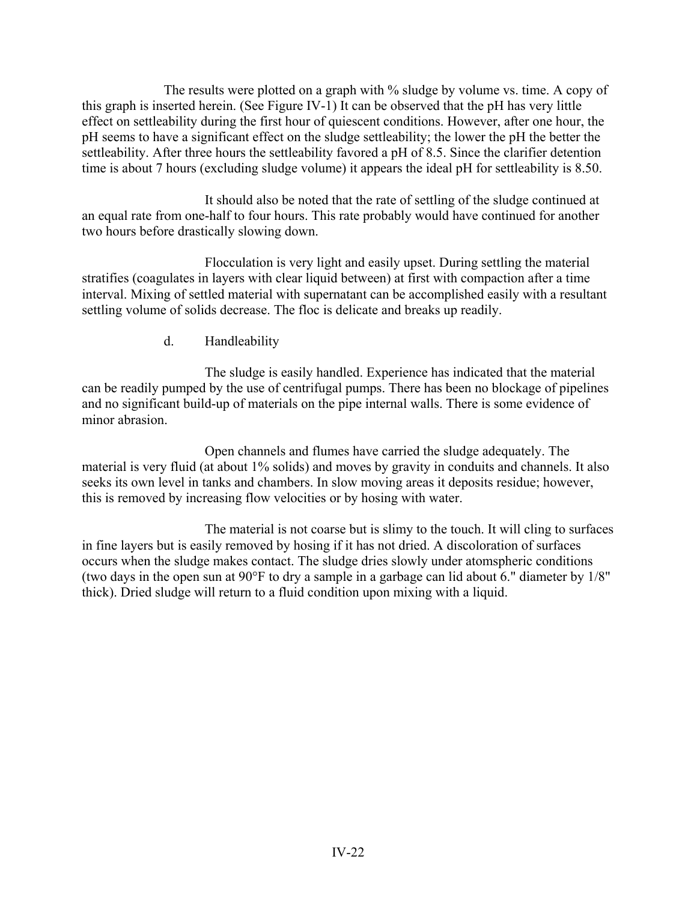The results were plotted on a graph with % sludge by volume vs. time. A copy of this graph is inserted herein. (See Figure IV-1) It can be observed that the pH has very little effect on settleability during the first hour of quiescent conditions. However, after one hour, the pH seems to have a significant effect on the sludge settleability; the lower the pH the better the settleability. After three hours the settleability favored a pH of 8.5. Since the clarifier detention time is about 7 hours (excluding sludge volume) it appears the ideal pH for settleability is 8.50.

It should also be noted that the rate of settling of the sludge continued at an equal rate from one-half to four hours. This rate probably would have continued for another two hours before drastically slowing down.

Flocculation is very light and easily upset. During settling the material stratifies (coagulates in layers with clear liquid between) at first with compaction after a time interval. Mixing of settled material with supernatant can be accomplished easily with a resultant settling volume of solids decrease. The floc is delicate and breaks up readily.

d. Handleability

The sludge is easily handled. Experience has indicated that the material can be readily pumped by the use of centrifugal pumps. There has been no blockage of pipelines and no significant build-up of materials on the pipe internal walls. There is some evidence of minor abrasion.

Open channels and flumes have carried the sludge adequately. The material is very fluid (at about 1% solids) and moves by gravity in conduits and channels. It also seeks its own level in tanks and chambers. In slow moving areas it deposits residue; however, this is removed by increasing flow velocities or by hosing with water.

The material is not coarse but is slimy to the touch. It will cling to surfaces in fine layers but is easily removed by hosing if it has not dried. A discoloration of surfaces occurs when the sludge makes contact. The sludge dries slowly under atomspheric conditions (two days in the open sun at 90°F to dry a sample in a garbage can lid about 6." diameter by 1/8" thick). Dried sludge will return to a fluid condition upon mixing with a liquid.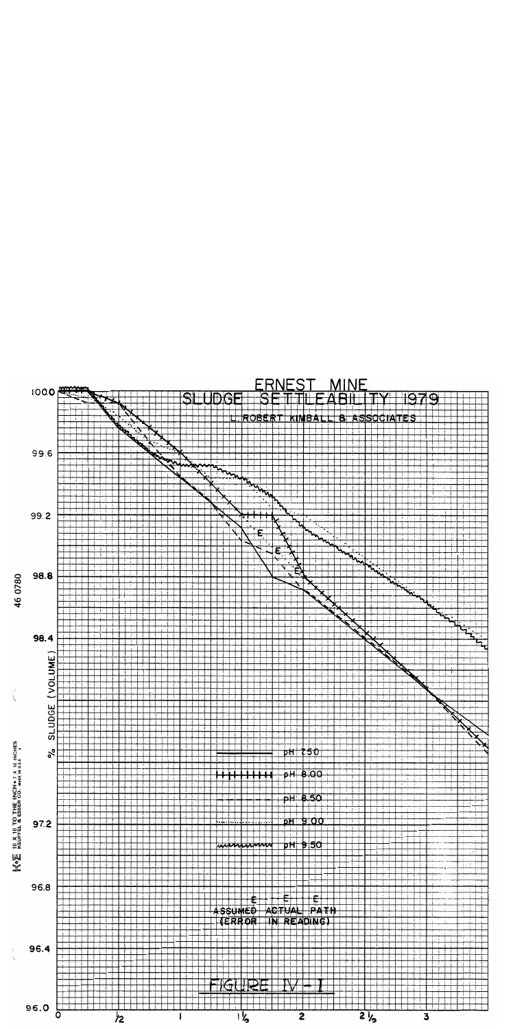# ERNEST MINE

## SLUDGE SETTLEABILITY 1979

L. ROBERT KIMBALL & ASSOCIATES

% SLUDGE (VOLUME)

100.0
99.6
99.2
98.8
98.4
97.2
96.8
96.4
96.0

0 ½ 1 1½ 2 2½ 3

pH 7.50

pH 8.00

pH 8.50

pH 9.00

pH 9.50

E E E
ASSUMED ACTUAL PATH
(ERROR IN READING)

FIGURE IV-I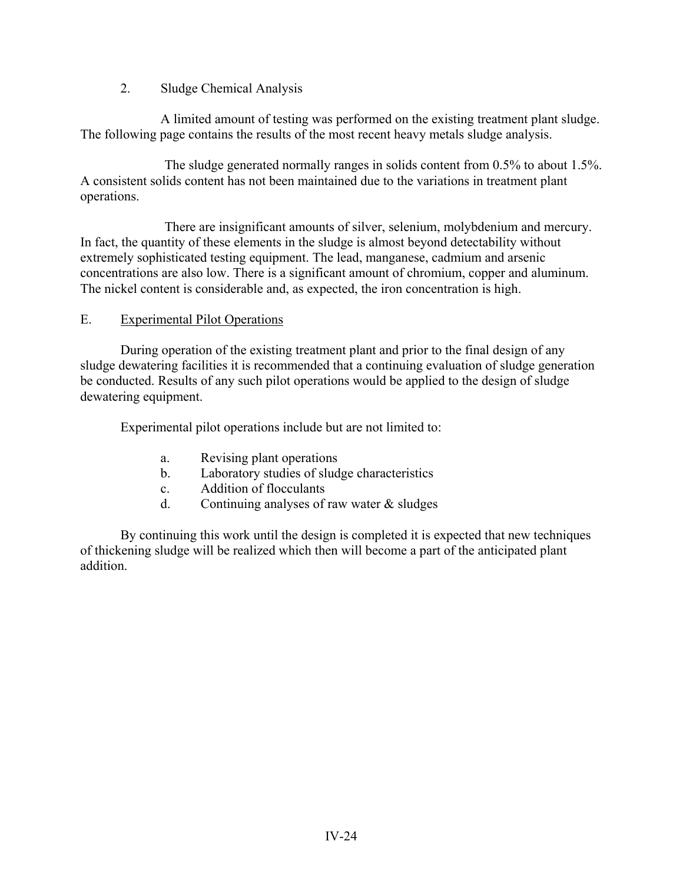2. Sludge Chemical Analysis

A limited amount of testing was performed on the existing treatment plant sludge. The following page contains the results of the most recent heavy metals sludge analysis.

The sludge generated normally ranges in solids content from 0.5% to about 1.5%. A consistent solids content has not been maintained due to the variations in treatment plant operations.

There are insignificant amounts of silver, selenium, molybdenium and mercury. In fact, the quantity of these elements in the sludge is almost beyond detectability without extremely sophisticated testing equipment. The lead, manganese, cadmium and arsenic concentrations are also low. There is a significant amount of chromium, copper and aluminum. The nickel content is considerable and, as expected, the iron concentration is high.

## E. Experimental Pilot Operations

During operation of the existing treatment plant and prior to the final design of any sludge dewatering facilities it is recommended that a continuing evaluation of sludge generation be conducted. Results of any such pilot operations would be applied to the design of sludge dewatering equipment.

Experimental pilot operations include but are not limited to:

a. Revising plant operations
b. Laboratory studies of sludge characteristics
c. Addition of flocculants
d. Continuing analyses of raw water & sludges

By continuing this work until the design is completed it is expected that new techniques of thickening sludge will be realized which then will become a part of the anticipated plant addition.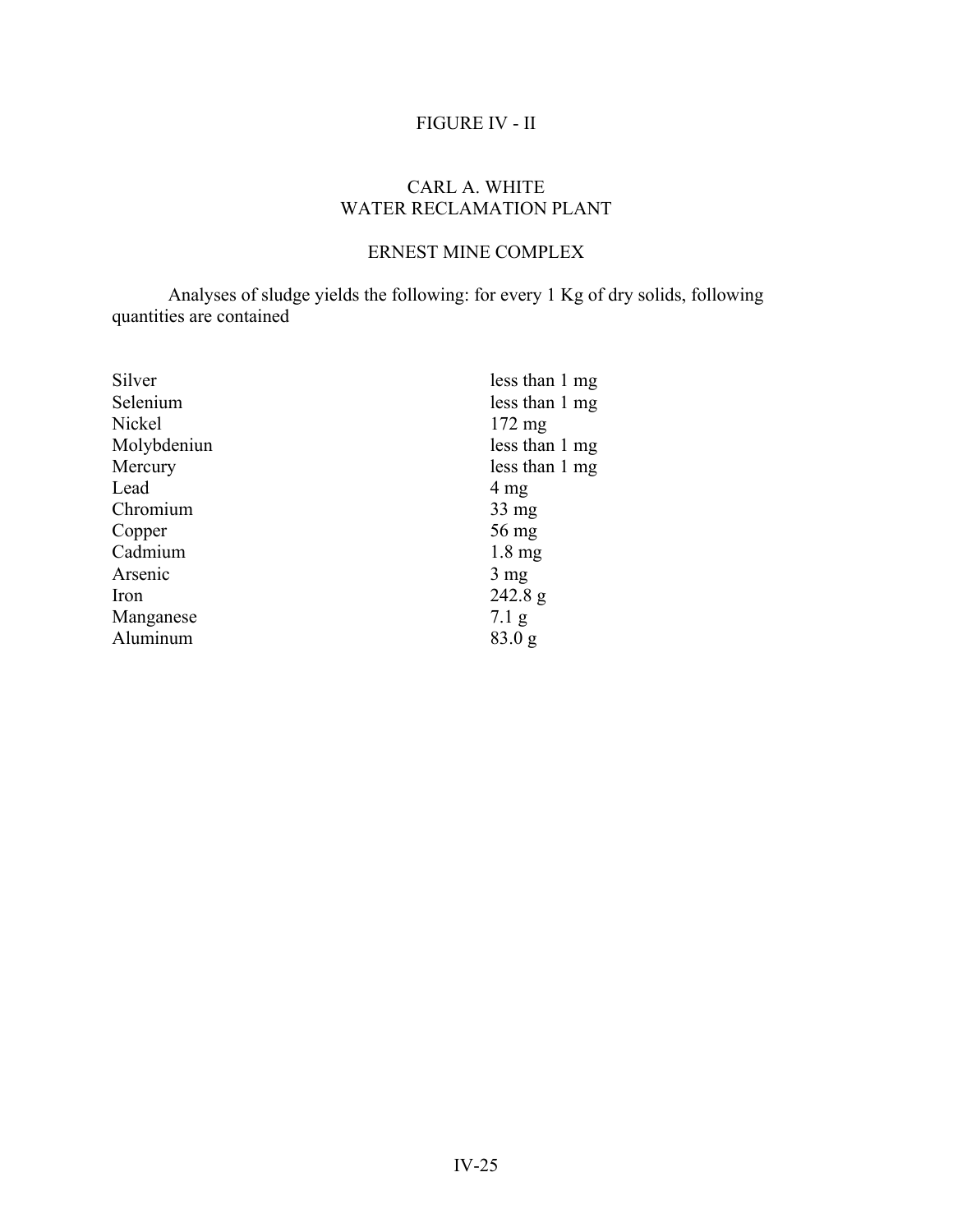FIGURE IV - II

CARL A. WHITE
WATER RECLAMATION PLANT

ERNEST MINE COMPLEX

Analyses of sludge yields the following: for every 1 Kg of dry solids, following quantities are contained

| | |
|---|---|
| Silver | less than 1 mg |
| Selenium | less than 1 mg |
| Nickel | 172 mg |
| Molybdeniun | less than 1 mg |
| Mercury | less than 1 mg |
| Lead | 4 mg |
| Chromium | 33 mg |
| Copper | 56 mg |
| Cadmium | 1.8 mg |
| Arsenic | 3 mg |
| Iron | 242.8 g |
| Manganese | 7.1 g |
| Aluminum | 83.0 g |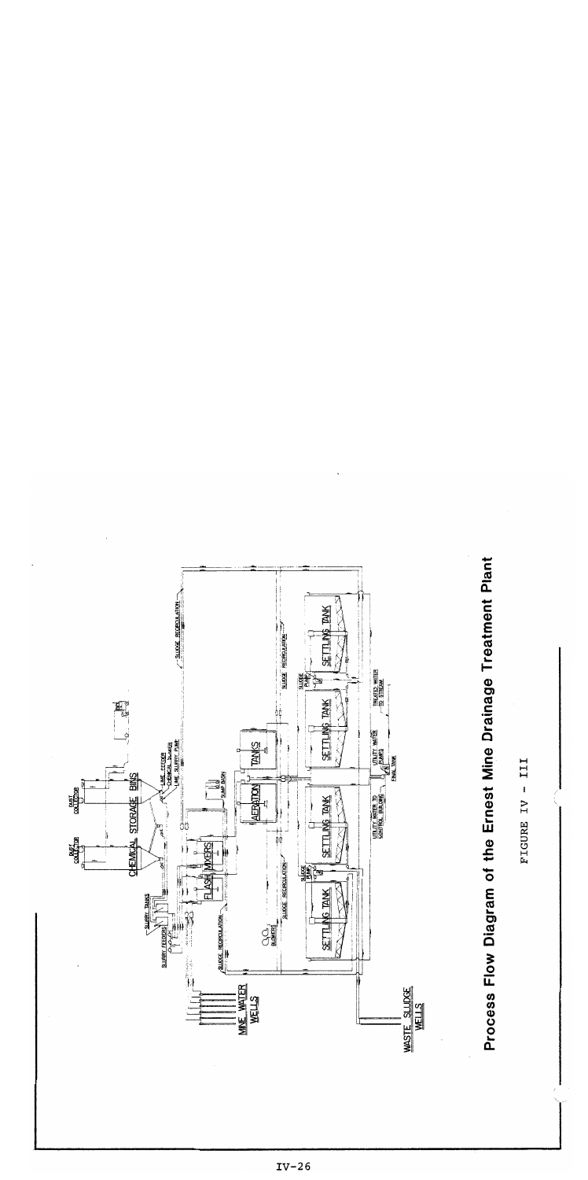CHEMICAL STORAGE BINS

DUST COLLECTOR

DUST COLLECTOR

LIME FEEDER

CHEMICAL SLAKER

LIME SLURRY PUMP

SLURRY TANKS

SLURRY FEEDERS

SLUDGE RECIRCULATION

SLUDGE RECIRCULATION

SLUDGE RECIRCULATION

SLUDGE RECIRCULATION

FLASH MIXERS

SUMP BASIN

AERATION

TANKS

BLOWERS

MINE WATER WELLS

WASTE SLUDGE WELLS

SETTLING TANK

SETTLING TANK

SETTLING TANK

SETTLING TANK

SLUDGE PUMP

SLUDGE PUMP

UTILITY WATER TO CONTROL BUILDING

UTILITY WATER PUMPS

FINAL TANK

TREATED WATER TO STREAM

Process Flow Diagram of the Ernest Mine Drainage Treatment Plant

FIGURE IV - III